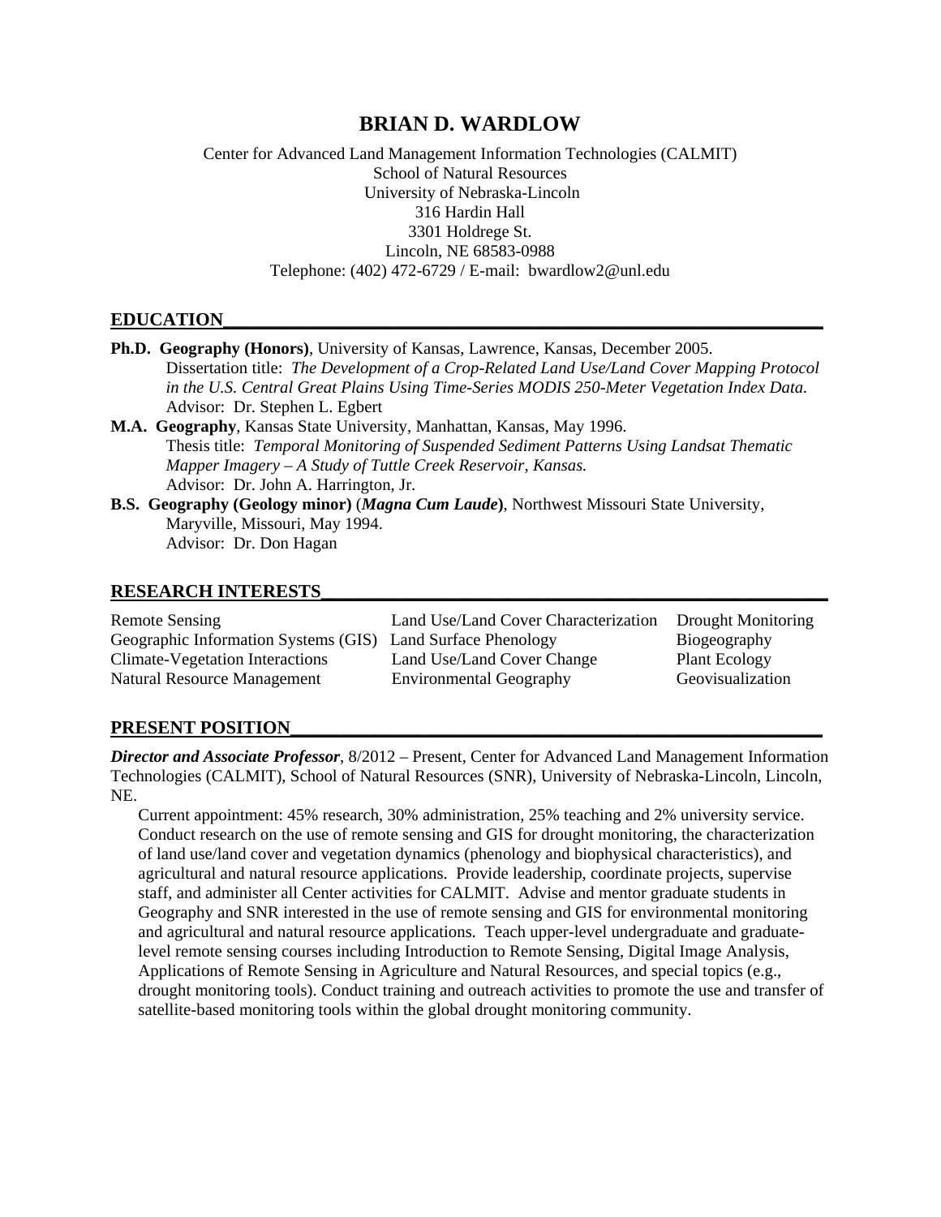# BRIAN D. WARDLOW

Center for Advanced Land Management Information Technologies (CALMIT)
School of Natural Resources
University of Nebraska-Lincoln
316 Hardin Hall
3301 Holdrege St.
Lincoln, NE 68583-0988
Telephone: (402) 472-6729 / E-mail: bwardlow2@unl.edu

## EDUCATION

**Ph.D. Geography (Honors)**, University of Kansas, Lawrence, Kansas, December 2005.
Dissertation title: *The Development of a Crop-Related Land Use/Land Cover Mapping Protocol in the U.S. Central Great Plains Using Time-Series MODIS 250-Meter Vegetation Index Data.*
Advisor: Dr. Stephen L. Egbert

**M.A. Geography**, Kansas State University, Manhattan, Kansas, May 1996.
Thesis title: *Temporal Monitoring of Suspended Sediment Patterns Using Landsat Thematic Mapper Imagery – A Study of Tuttle Creek Reservoir, Kansas.*
Advisor: Dr. John A. Harrington, Jr.

**B.S. Geography (Geology minor)** (***Magna Cum Laude***), Northwest Missouri State University, Maryville, Missouri, May 1994.
Advisor: Dr. Don Hagan

## RESEARCH INTERESTS

| | | |
|---|---|---|
| Remote Sensing | Land Use/Land Cover Characterization | Drought Monitoring |
| Geographic Information Systems (GIS) | Land Surface Phenology | Biogeography |
| Climate-Vegetation Interactions | Land Use/Land Cover Change | Plant Ecology |
| Natural Resource Management | Environmental Geography | Geovisualization |

## PRESENT POSITION

***Director and Associate Professor***, 8/2012 – Present, Center for Advanced Land Management Information Technologies (CALMIT), School of Natural Resources (SNR), University of Nebraska-Lincoln, Lincoln, NE.

Current appointment: 45% research, 30% administration, 25% teaching and 2% university service. Conduct research on the use of remote sensing and GIS for drought monitoring, the characterization of land use/land cover and vegetation dynamics (phenology and biophysical characteristics), and agricultural and natural resource applications. Provide leadership, coordinate projects, supervise staff, and administer all Center activities for CALMIT. Advise and mentor graduate students in Geography and SNR interested in the use of remote sensing and GIS for environmental monitoring and agricultural and natural resource applications. Teach upper-level undergraduate and graduate-level remote sensing courses including Introduction to Remote Sensing, Digital Image Analysis, Applications of Remote Sensing in Agriculture and Natural Resources, and special topics (e.g., drought monitoring tools). Conduct training and outreach activities to promote the use and transfer of satellite-based monitoring tools within the global drought monitoring community.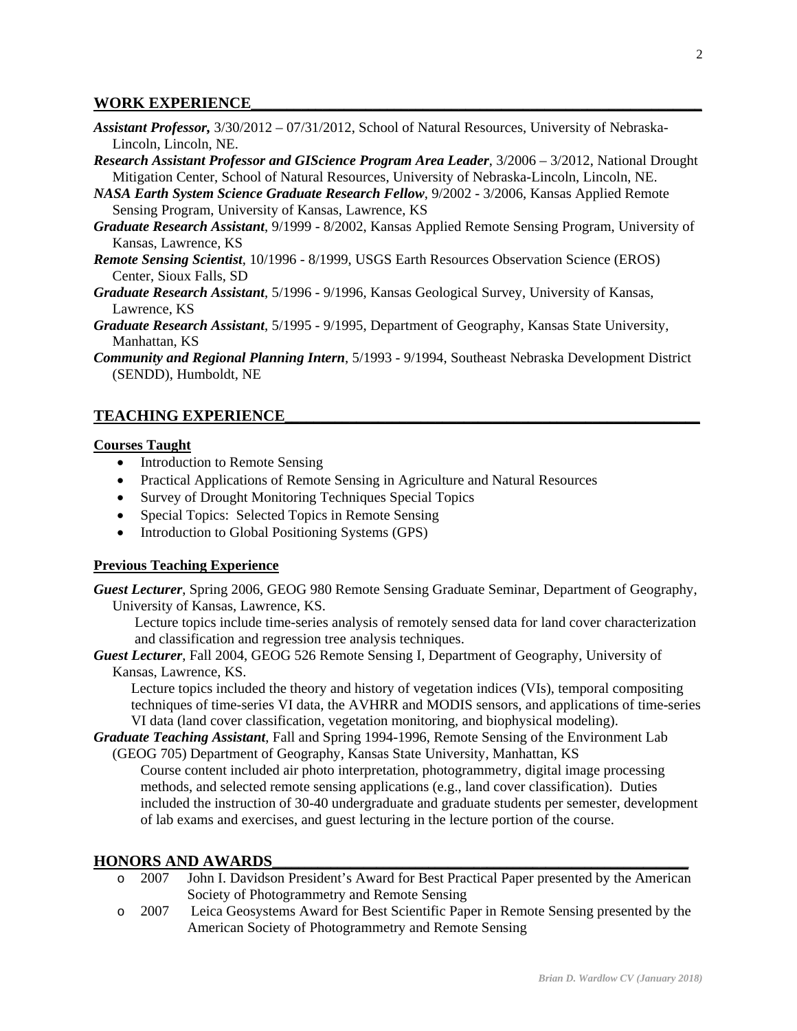## WORK EXPERIENCE

***Assistant Professor,*** 3/30/2012 – 07/31/2012, School of Natural Resources, University of Nebraska-Lincoln, Lincoln, NE.

***Research Assistant Professor and GIScience Program Area Leader***, 3/2006 – 3/2012, National Drought Mitigation Center, School of Natural Resources, University of Nebraska-Lincoln, Lincoln, NE.

***NASA Earth System Science Graduate Research Fellow***, 9/2002 - 3/2006, Kansas Applied Remote Sensing Program, University of Kansas, Lawrence, KS

***Graduate Research Assistant***, 9/1999 - 8/2002, Kansas Applied Remote Sensing Program, University of Kansas, Lawrence, KS

***Remote Sensing Scientist***, 10/1996 - 8/1999, USGS Earth Resources Observation Science (EROS) Center, Sioux Falls, SD

***Graduate Research Assistant***, 5/1996 - 9/1996, Kansas Geological Survey, University of Kansas, Lawrence, KS

***Graduate Research Assistant***, 5/1995 - 9/1995, Department of Geography, Kansas State University, Manhattan, KS

***Community and Regional Planning Intern***, 5/1993 - 9/1994, Southeast Nebraska Development District (SENDD), Humboldt, NE

## TEACHING EXPERIENCE

### Courses Taught

- Introduction to Remote Sensing
- Practical Applications of Remote Sensing in Agriculture and Natural Resources
- Survey of Drought Monitoring Techniques Special Topics
- Special Topics: Selected Topics in Remote Sensing
- Introduction to Global Positioning Systems (GPS)

### Previous Teaching Experience

***Guest Lecturer***, Spring 2006, GEOG 980 Remote Sensing Graduate Seminar, Department of Geography, University of Kansas, Lawrence, KS.

Lecture topics include time-series analysis of remotely sensed data for land cover characterization and classification and regression tree analysis techniques.

***Guest Lecturer***, Fall 2004, GEOG 526 Remote Sensing I, Department of Geography, University of Kansas, Lawrence, KS.

Lecture topics included the theory and history of vegetation indices (VIs), temporal compositing techniques of time-series VI data, the AVHRR and MODIS sensors, and applications of time-series VI data (land cover classification, vegetation monitoring, and biophysical modeling).

***Graduate Teaching Assistant***, Fall and Spring 1994-1996, Remote Sensing of the Environment Lab (GEOG 705) Department of Geography, Kansas State University, Manhattan, KS

Course content included air photo interpretation, photogrammetry, digital image processing methods, and selected remote sensing applications (e.g., land cover classification). Duties included the instruction of 30-40 undergraduate and graduate students per semester, development of lab exams and exercises, and guest lecturing in the lecture portion of the course.

## HONORS AND AWARDS

- 2007 John I. Davidson President's Award for Best Practical Paper presented by the American Society of Photogrammetry and Remote Sensing
- 2007 Leica Geosystems Award for Best Scientific Paper in Remote Sensing presented by the American Society of Photogrammetry and Remote Sensing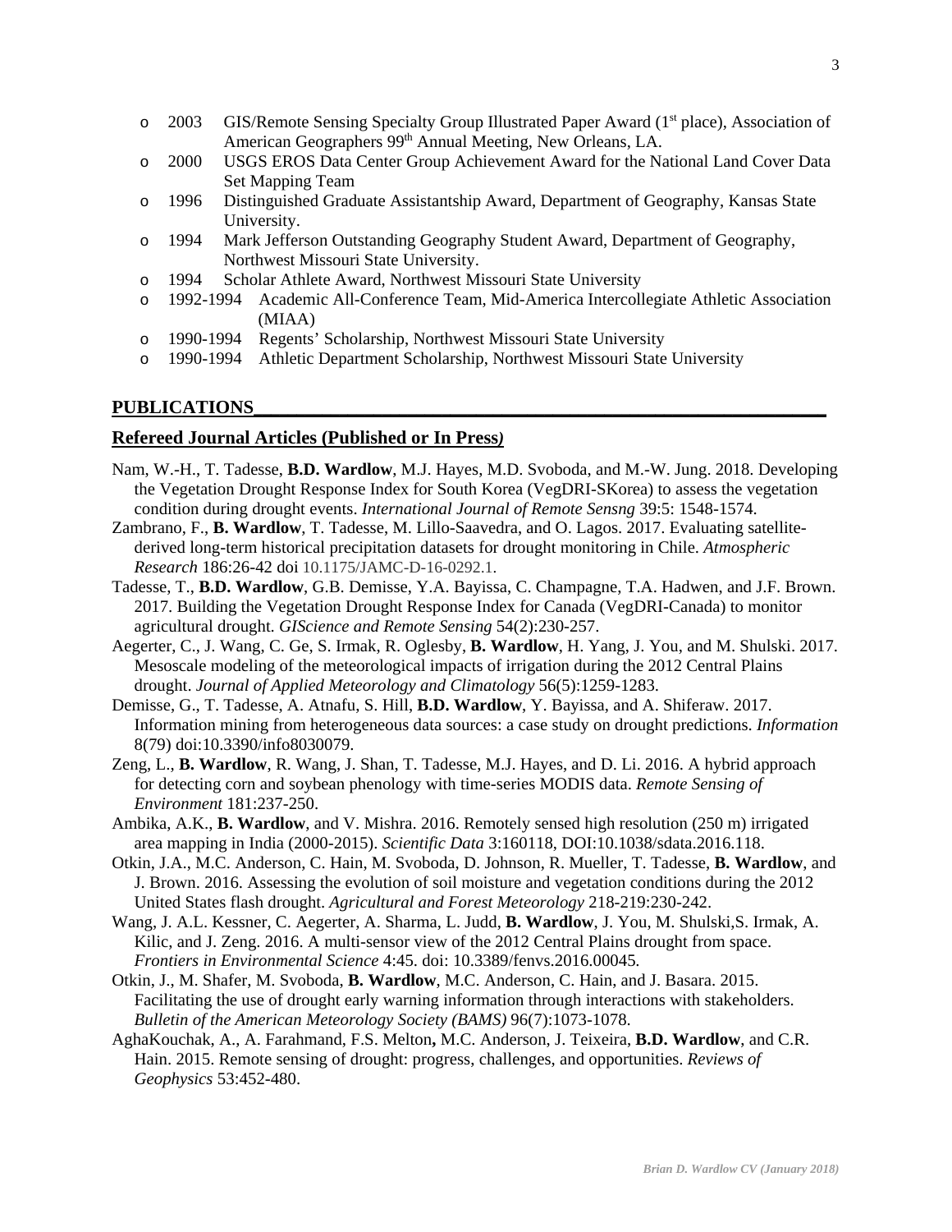- 2003 GIS/Remote Sensing Specialty Group Illustrated Paper Award (1st place), Association of American Geographers 99th Annual Meeting, New Orleans, LA.
- 2000 USGS EROS Data Center Group Achievement Award for the National Land Cover Data Set Mapping Team
- 1996 Distinguished Graduate Assistantship Award, Department of Geography, Kansas State University.
- 1994 Mark Jefferson Outstanding Geography Student Award, Department of Geography, Northwest Missouri State University.
- 1994 Scholar Athlete Award, Northwest Missouri State University
- 1992-1994 Academic All-Conference Team, Mid-America Intercollegiate Athletic Association (MIAA)
- 1990-1994 Regents' Scholarship, Northwest Missouri State University
- 1990-1994 Athletic Department Scholarship, Northwest Missouri State University

## PUBLICATIONS

### Refereed Journal Articles (Published or In Press)

Nam, W.-H., T. Tadesse, **B.D. Wardlow**, M.J. Hayes, M.D. Svoboda, and M.-W. Jung. 2018. Developing the Vegetation Drought Response Index for South Korea (VegDRI-SKorea) to assess the vegetation condition during drought events. *International Journal of Remote Sensng* 39:5: 1548-1574.

Zambrano, F., **B. Wardlow**, T. Tadesse, M. Lillo-Saavedra, and O. Lagos. 2017. Evaluating satellite-derived long-term historical precipitation datasets for drought monitoring in Chile. *Atmospheric Research* 186:26-42 doi 10.1175/JAMC-D-16-0292.1.

Tadesse, T., **B.D. Wardlow**, G.B. Demisse, Y.A. Bayissa, C. Champagne, T.A. Hadwen, and J.F. Brown. 2017. Building the Vegetation Drought Response Index for Canada (VegDRI-Canada) to monitor agricultural drought. *GIScience and Remote Sensing* 54(2):230-257.

Aegerter, C., J. Wang, C. Ge, S. Irmak, R. Oglesby, **B. Wardlow**, H. Yang, J. You, and M. Shulski. 2017. Mesoscale modeling of the meteorological impacts of irrigation during the 2012 Central Plains drought. *Journal of Applied Meteorology and Climatology* 56(5):1259-1283.

Demisse, G., T. Tadesse, A. Atnafu, S. Hill, **B.D. Wardlow**, Y. Bayissa, and A. Shiferaw. 2017. Information mining from heterogeneous data sources: a case study on drought predictions. *Information* 8(79) doi:10.3390/info8030079.

Zeng, L., **B. Wardlow**, R. Wang, J. Shan, T. Tadesse, M.J. Hayes, and D. Li. 2016. A hybrid approach for detecting corn and soybean phenology with time-series MODIS data. *Remote Sensing of Environment* 181:237-250.

Ambika, A.K., **B. Wardlow**, and V. Mishra. 2016. Remotely sensed high resolution (250 m) irrigated area mapping in India (2000-2015). *Scientific Data* 3:160118, DOI:10.1038/sdata.2016.118.

Otkin, J.A., M.C. Anderson, C. Hain, M. Svoboda, D. Johnson, R. Mueller, T. Tadesse, **B. Wardlow**, and J. Brown. 2016. Assessing the evolution of soil moisture and vegetation conditions during the 2012 United States flash drought. *Agricultural and Forest Meteorology* 218-219:230-242.

Wang, J. A.L. Kessner, C. Aegerter, A. Sharma, L. Judd, **B. Wardlow**, J. You, M. Shulski,S. Irmak, A. Kilic, and J. Zeng. 2016. A multi-sensor view of the 2012 Central Plains drought from space. *Frontiers in Environmental Science* 4:45. doi: 10.3389/fenvs.2016.00045.

Otkin, J., M. Shafer, M. Svoboda, **B. Wardlow**, M.C. Anderson, C. Hain, and J. Basara. 2015. Facilitating the use of drought early warning information through interactions with stakeholders. *Bulletin of the American Meteorology Society (BAMS)* 96(7):1073-1078.

AghaKouchak, A., A. Farahmand, F.S. Melton**,** M.C. Anderson, J. Teixeira, **B.D. Wardlow**, and C.R. Hain. 2015. Remote sensing of drought: progress, challenges, and opportunities. *Reviews of Geophysics* 53:452-480.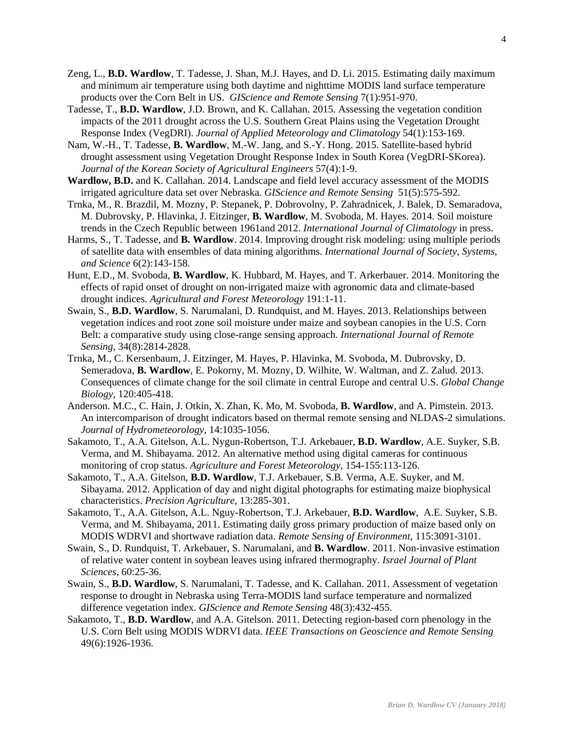Zeng, L., **B.D. Wardlow**, T. Tadesse, J. Shan, M.J. Hayes, and D. Li. 2015. Estimating daily maximum and minimum air temperature using both daytime and nighttime MODIS land surface temperature products over the Corn Belt in US. *GIScience and Remote Sensing* 7(1):951-970.

Tadesse, T., **B.D. Wardlow**, J.D. Brown, and K. Callahan. 2015. Assessing the vegetation condition impacts of the 2011 drought across the U.S. Southern Great Plains using the Vegetation Drought Response Index (VegDRI). *Journal of Applied Meteorology and Climatology* 54(1):153-169.

Nam, W.-H., T. Tadesse, **B. Wardlow**, M.-W. Jang, and S.-Y. Hong. 2015. Satellite-based hybrid drought assessment using Vegetation Drought Response Index in South Korea (VegDRI-SKorea). *Journal of the Korean Society of Agricultural Engineers* 57(4):1-9.

**Wardlow, B.D.** and K. Callahan. 2014. Landscape and field level accuracy assessment of the MODIS irrigated agriculture data set over Nebraska. *GIScience and Remote Sensing* 51(5):575-592.

Trnka, M., R. Brazdil, M. Mozny, P. Stepanek, P. Dobrovolny, P. Zahradnicek, J. Balek, D. Semaradova, M. Dubrovsky, P. Hlavinka, J. Eitzinger, **B. Wardlow**, M. Svoboda, M. Hayes. 2014. Soil moisture trends in the Czech Republic between 1961and 2012. *International Journal of Climatology* in press.

Harms, S., T. Tadesse, and **B. Wardlow**. 2014. Improving drought risk modeling: using multiple periods of satellite data with ensembles of data mining algorithms. *International Journal of Society, Systems, and Science* 6(2):143-158.

Hunt, E.D., M. Svoboda, **B. Wardlow**, K. Hubbard, M. Hayes, and T. Arkerbauer. 2014. Monitoring the effects of rapid onset of drought on non-irrigated maize with agronomic data and climate-based drought indices. *Agricultural and Forest Meteorology* 191:1-11.

Swain, S., **B.D. Wardlow**, S. Narumalani, D. Rundquist, and M. Hayes. 2013. Relationships between vegetation indices and root zone soil moisture under maize and soybean canopies in the U.S. Corn Belt: a comparative study using close-range sensing approach. *International Journal of Remote Sensing*, 34(8):2814-2828.

Trnka, M., C. Kersenbaum, J. Eitzinger, M. Hayes, P. Hlavinka, M. Svoboda, M. Dubrovsky, D. Semeradova, **B. Wardlow**, E. Pokorny, M. Mozny, D. Wilhite, W. Waltman, and Z. Zalud. 2013. Consequences of climate change for the soil climate in central Europe and central U.S. *Global Change Biology*, 120:405-418.

Anderson. M.C., C. Hain, J. Otkin, X. Zhan, K. Mo, M. Svoboda, **B. Wardlow**, and A. Pimstein. 2013. An intercomparison of drought indicators based on thermal remote sensing and NLDAS-2 simulations. *Journal of Hydrometeorology*, 14:1035-1056.

Sakamoto, T., A.A. Gitelson, A.L. Nygun-Robertson, T.J. Arkebauer, **B.D. Wardlow**, A.E. Suyker, S.B. Verma, and M. Shibayama. 2012. An alternative method using digital cameras for continuous monitoring of crop status. *Agriculture and Forest Meteorology*, 154-155:113-126.

Sakamoto, T., A.A. Gitelson, **B.D. Wardlow**, T.J. Arkebauer, S.B. Verma, A.E. Suyker, and M. Sibayama. 2012. Application of day and night digital photographs for estimating maize biophysical characteristics. *Precision Agriculture*, 13:285-301.

Sakamoto, T., A.A. Gitelson, A.L. Nguy-Robertson, T.J. Arkebauer, **B.D. Wardlow**, A.E. Suyker, S.B. Verma, and M. Shibayama, 2011. Estimating daily gross primary production of maize based only on MODIS WDRVI and shortwave radiation data. *Remote Sensing of Environment*, 115:3091-3101.

Swain, S., D. Rundquist, T. Arkebauer, S. Narumalani, and **B. Wardlow**. 2011. Non-invasive estimation of relative water content in soybean leaves using infrared thermography. *Israel Journal of Plant Sciences*, 60:25-36.

Swain, S., **B.D. Wardlow**, S. Narumalani, T. Tadesse, and K. Callahan. 2011. Assessment of vegetation response to drought in Nebraska using Terra-MODIS land surface temperature and normalized difference vegetation index. *GIScience and Remote Sensing* 48(3):432-455.

Sakamoto, T., **B.D. Wardlow**, and A.A. Gitelson. 2011. Detecting region-based corn phenology in the U.S. Corn Belt using MODIS WDRVI data. *IEEE Transactions on Geoscience and Remote Sensing* 49(6):1926-1936.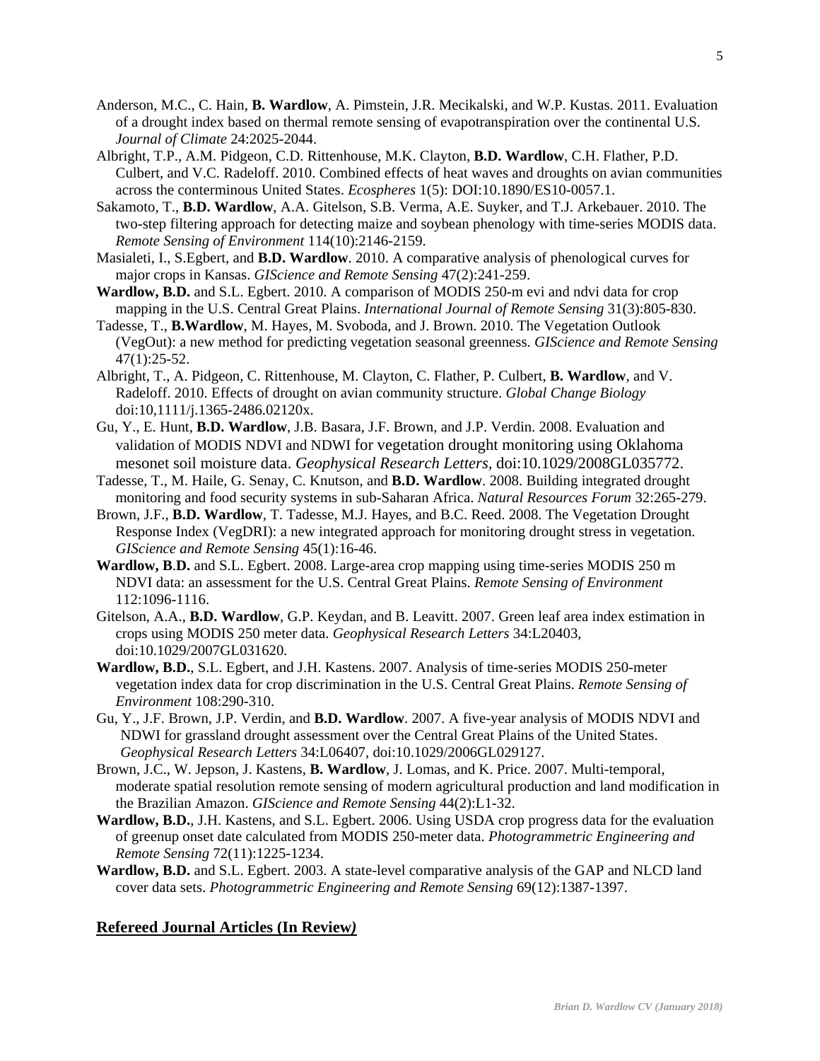Anderson, M.C., C. Hain, **B. Wardlow**, A. Pimstein, J.R. Mecikalski, and W.P. Kustas. 2011. Evaluation of a drought index based on thermal remote sensing of evapotranspiration over the continental U.S. *Journal of Climate* 24:2025-2044.

Albright, T.P., A.M. Pidgeon, C.D. Rittenhouse, M.K. Clayton, **B.D. Wardlow**, C.H. Flather, P.D. Culbert, and V.C. Radeloff. 2010. Combined effects of heat waves and droughts on avian communities across the conterminous United States. *Ecospheres* 1(5): DOI:10.1890/ES10-0057.1.

Sakamoto, T., **B.D. Wardlow**, A.A. Gitelson, S.B. Verma, A.E. Suyker, and T.J. Arkebauer. 2010. The two-step filtering approach for detecting maize and soybean phenology with time-series MODIS data. *Remote Sensing of Environment* 114(10):2146-2159.

Masialeti, I., S.Egbert, and **B.D. Wardlow**. 2010. A comparative analysis of phenological curves for major crops in Kansas. *GIScience and Remote Sensing* 47(2):241-259.

**Wardlow, B.D.** and S.L. Egbert. 2010. A comparison of MODIS 250-m evi and ndvi data for crop mapping in the U.S. Central Great Plains. *International Journal of Remote Sensing* 31(3):805-830.

Tadesse, T., **B.Wardlow**, M. Hayes, M. Svoboda, and J. Brown. 2010. The Vegetation Outlook (VegOut): a new method for predicting vegetation seasonal greenness. *GIScience and Remote Sensing* 47(1):25-52.

Albright, T., A. Pidgeon, C. Rittenhouse, M. Clayton, C. Flather, P. Culbert, **B. Wardlow**, and V. Radeloff. 2010. Effects of drought on avian community structure. *Global Change Biology* doi:10,1111/j.1365-2486.02120x.

Gu, Y., E. Hunt, **B.D. Wardlow**, J.B. Basara, J.F. Brown, and J.P. Verdin. 2008. Evaluation and validation of MODIS NDVI and NDWI for vegetation drought monitoring using Oklahoma mesonet soil moisture data. *Geophysical Research Letters*, doi:10.1029/2008GL035772.

Tadesse, T., M. Haile, G. Senay, C. Knutson, and **B.D. Wardlow**. 2008. Building integrated drought monitoring and food security systems in sub-Saharan Africa. *Natural Resources Forum* 32:265-279.

Brown, J.F., **B.D. Wardlow**, T. Tadesse, M.J. Hayes, and B.C. Reed. 2008. The Vegetation Drought Response Index (VegDRI): a new integrated approach for monitoring drought stress in vegetation. *GIScience and Remote Sensing* 45(1):16-46.

**Wardlow, B.D.** and S.L. Egbert. 2008. Large-area crop mapping using time-series MODIS 250 m NDVI data: an assessment for the U.S. Central Great Plains. *Remote Sensing of Environment* 112:1096-1116.

Gitelson, A.A., **B.D. Wardlow**, G.P. Keydan, and B. Leavitt. 2007. Green leaf area index estimation in crops using MODIS 250 meter data. *Geophysical Research Letters* 34:L20403, doi:10.1029/2007GL031620.

**Wardlow, B.D.**, S.L. Egbert, and J.H. Kastens. 2007. Analysis of time-series MODIS 250-meter vegetation index data for crop discrimination in the U.S. Central Great Plains. *Remote Sensing of Environment* 108:290-310.

Gu, Y., J.F. Brown, J.P. Verdin, and **B.D. Wardlow**. 2007. A five-year analysis of MODIS NDVI and NDWI for grassland drought assessment over the Central Great Plains of the United States. *Geophysical Research Letters* 34:L06407, doi:10.1029/2006GL029127.

Brown, J.C., W. Jepson, J. Kastens, **B. Wardlow**, J. Lomas, and K. Price. 2007. Multi-temporal, moderate spatial resolution remote sensing of modern agricultural production and land modification in the Brazilian Amazon. *GIScience and Remote Sensing* 44(2):L1-32.

**Wardlow, B.D.**, J.H. Kastens, and S.L. Egbert. 2006. Using USDA crop progress data for the evaluation of greenup onset date calculated from MODIS 250-meter data. *Photogrammetric Engineering and Remote Sensing* 72(11):1225-1234.

**Wardlow, B.D.** and S.L. Egbert. 2003. A state-level comparative analysis of the GAP and NLCD land cover data sets. *Photogrammetric Engineering and Remote Sensing* 69(12):1387-1397.

## Refereed Journal Articles (In Review)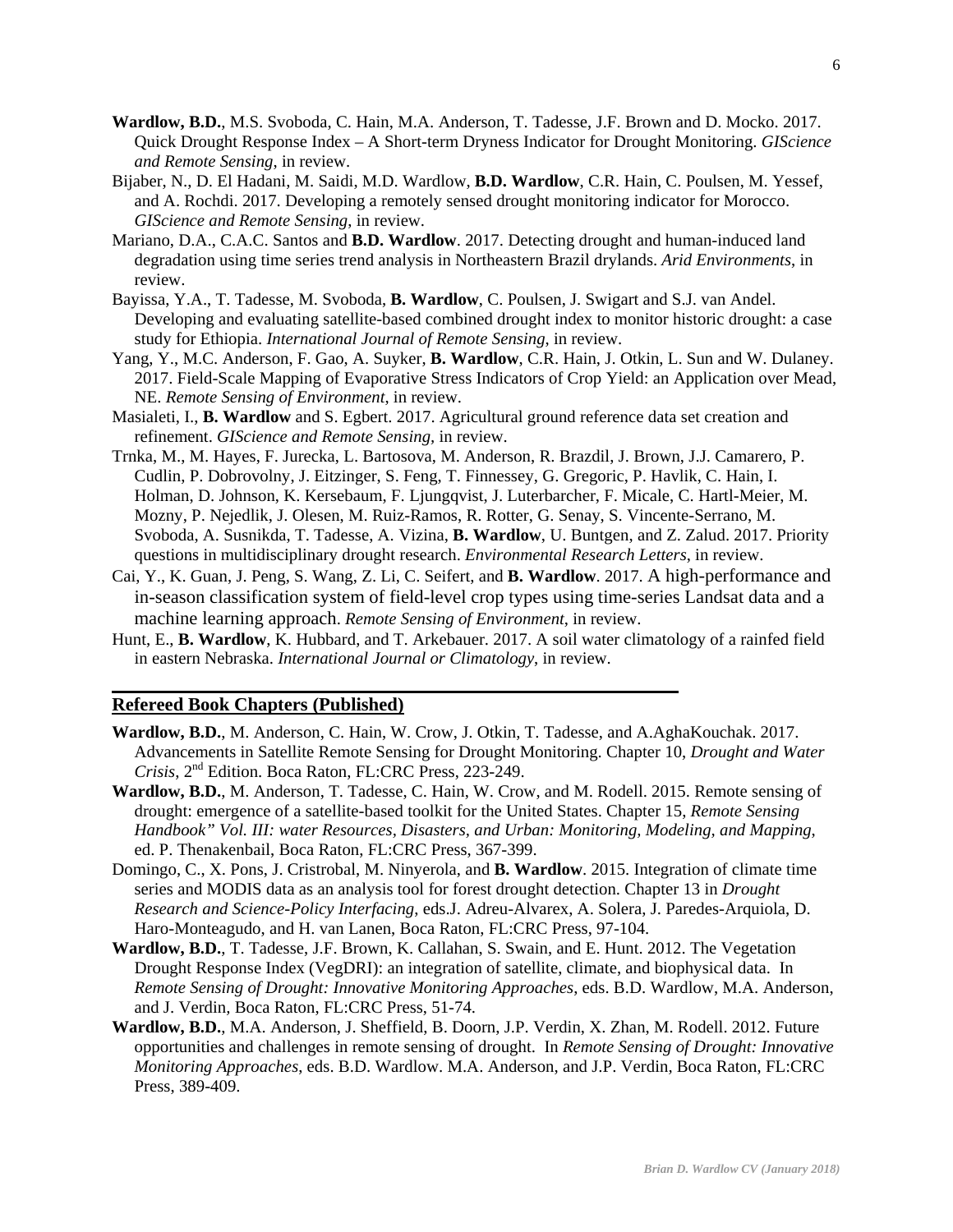**Wardlow, B.D.**, M.S. Svoboda, C. Hain, M.A. Anderson, T. Tadesse, J.F. Brown and D. Mocko. 2017. Quick Drought Response Index – A Short-term Dryness Indicator for Drought Monitoring. *GIScience and Remote Sensing*, in review.

Bijaber, N., D. El Hadani, M. Saidi, M.D. Wardlow, **B.D. Wardlow**, C.R. Hain, C. Poulsen, M. Yessef, and A. Rochdi. 2017. Developing a remotely sensed drought monitoring indicator for Morocco. *GIScience and Remote Sensing*, in review.

Mariano, D.A., C.A.C. Santos and **B.D. Wardlow**. 2017. Detecting drought and human-induced land degradation using time series trend analysis in Northeastern Brazil drylands. *Arid Environments*, in review.

Bayissa, Y.A., T. Tadesse, M. Svoboda, **B. Wardlow**, C. Poulsen, J. Swigart and S.J. van Andel. Developing and evaluating satellite-based combined drought index to monitor historic drought: a case study for Ethiopia. *International Journal of Remote Sensing*, in review.

Yang, Y., M.C. Anderson, F. Gao, A. Suyker, **B. Wardlow**, C.R. Hain, J. Otkin, L. Sun and W. Dulaney. 2017. Field-Scale Mapping of Evaporative Stress Indicators of Crop Yield: an Application over Mead, NE. *Remote Sensing of Environment*, in review.

Masialeti, I., **B. Wardlow** and S. Egbert. 2017. Agricultural ground reference data set creation and refinement. *GIScience and Remote Sensing*, in review.

Trnka, M., M. Hayes, F. Jurecka, L. Bartosova, M. Anderson, R. Brazdil, J. Brown, J.J. Camarero, P. Cudlin, P. Dobrovolny, J. Eitzinger, S. Feng, T. Finnessey, G. Gregoric, P. Havlik, C. Hain, I. Holman, D. Johnson, K. Kersebaum, F. Ljungqvist, J. Luterbarcher, F. Micale, C. Hartl-Meier, M. Mozny, P. Nejedlik, J. Olesen, M. Ruiz-Ramos, R. Rotter, G. Senay, S. Vincente-Serrano, M. Svoboda, A. Susnikda, T. Tadesse, A. Vizina, **B. Wardlow**, U. Buntgen, and Z. Zalud. 2017. Priority questions in multidisciplinary drought research. *Environmental Research Letters*, in review.

Cai, Y., K. Guan, J. Peng, S. Wang, Z. Li, C. Seifert, and **B. Wardlow**. 2017. A high-performance and in-season classification system of field-level crop types using time-series Landsat data and a machine learning approach. *Remote Sensing of Environment*, in review.

Hunt, E., **B. Wardlow**, K. Hubbard, and T. Arkebauer. 2017. A soil water climatology of a rainfed field in eastern Nebraska. *International Journal or Climatology*, in review.

## Refereed Book Chapters (Published)

**Wardlow, B.D.**, M. Anderson, C. Hain, W. Crow, J. Otkin, T. Tadesse, and A.AghaKouchak. 2017. Advancements in Satellite Remote Sensing for Drought Monitoring. Chapter 10, *Drought and Water Crisis*, 2nd Edition. Boca Raton, FL:CRC Press, 223-249.

**Wardlow, B.D.**, M. Anderson, T. Tadesse, C. Hain, W. Crow, and M. Rodell. 2015. Remote sensing of drought: emergence of a satellite-based toolkit for the United States. Chapter 15, *Remote Sensing Handbook" Vol. III: water Resources, Disasters, and Urban: Monitoring, Modeling, and Mapping*, ed. P. Thenakenbail, Boca Raton, FL:CRC Press, 367-399.

Domingo, C., X. Pons, J. Cristrobal, M. Ninyerola, and **B. Wardlow**. 2015. Integration of climate time series and MODIS data as an analysis tool for forest drought detection. Chapter 13 in *Drought Research and Science-Policy Interfacing*, eds.J. Adreu-Alvarex, A. Solera, J. Paredes-Arquiola, D. Haro-Monteagudo, and H. van Lanen, Boca Raton, FL:CRC Press, 97-104.

**Wardlow, B.D.**, T. Tadesse, J.F. Brown, K. Callahan, S. Swain, and E. Hunt. 2012. The Vegetation Drought Response Index (VegDRI): an integration of satellite, climate, and biophysical data. In *Remote Sensing of Drought: Innovative Monitoring Approaches*, eds. B.D. Wardlow, M.A. Anderson, and J. Verdin, Boca Raton, FL:CRC Press, 51-74.

**Wardlow, B.D.**, M.A. Anderson, J. Sheffield, B. Doorn, J.P. Verdin, X. Zhan, M. Rodell. 2012. Future opportunities and challenges in remote sensing of drought. In *Remote Sensing of Drought: Innovative Monitoring Approaches*, eds. B.D. Wardlow. M.A. Anderson, and J.P. Verdin, Boca Raton, FL:CRC Press, 389-409.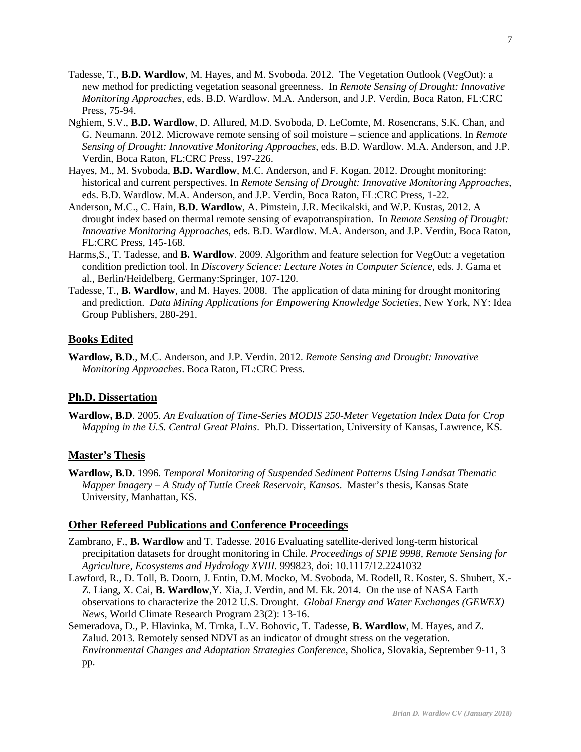Tadesse, T., **B.D. Wardlow**, M. Hayes, and M. Svoboda. 2012. The Vegetation Outlook (VegOut): a new method for predicting vegetation seasonal greenness. In *Remote Sensing of Drought: Innovative Monitoring Approaches*, eds. B.D. Wardlow. M.A. Anderson, and J.P. Verdin, Boca Raton, FL:CRC Press, 75-94.

Nghiem, S.V., **B.D. Wardlow**, D. Allured, M.D. Svoboda, D. LeComte, M. Rosencrans, S.K. Chan, and G. Neumann. 2012. Microwave remote sensing of soil moisture – science and applications. In *Remote Sensing of Drought: Innovative Monitoring Approaches*, eds. B.D. Wardlow. M.A. Anderson, and J.P. Verdin, Boca Raton, FL:CRC Press, 197-226.

Hayes, M., M. Svoboda, **B.D. Wardlow**, M.C. Anderson, and F. Kogan. 2012. Drought monitoring: historical and current perspectives. In *Remote Sensing of Drought: Innovative Monitoring Approaches*, eds. B.D. Wardlow. M.A. Anderson, and J.P. Verdin, Boca Raton, FL:CRC Press, 1-22.

Anderson, M.C., C. Hain, **B.D. Wardlow**, A. Pimstein, J.R. Mecikalski, and W.P. Kustas, 2012. A drought index based on thermal remote sensing of evapotranspiration. In *Remote Sensing of Drought: Innovative Monitoring Approaches*, eds. B.D. Wardlow. M.A. Anderson, and J.P. Verdin, Boca Raton, FL:CRC Press, 145-168.

Harms,S., T. Tadesse, and **B. Wardlow**. 2009. Algorithm and feature selection for VegOut: a vegetation condition prediction tool. In *Discovery Science: Lecture Notes in Computer Science*, eds. J. Gama et al., Berlin/Heidelberg, Germany:Springer, 107-120.

Tadesse, T., **B. Wardlow**, and M. Hayes. 2008. The application of data mining for drought monitoring and prediction. *Data Mining Applications for Empowering Knowledge Societies*, New York, NY: Idea Group Publishers, 280-291.

## Books Edited

**Wardlow, B.D**., M.C. Anderson, and J.P. Verdin. 2012. *Remote Sensing and Drought: Innovative Monitoring Approaches*. Boca Raton, FL:CRC Press.

## Ph.D. Dissertation

**Wardlow, B.D**. 2005. *An Evaluation of Time-Series MODIS 250-Meter Vegetation Index Data for Crop Mapping in the U.S. Central Great Plains*. Ph.D. Dissertation, University of Kansas, Lawrence, KS.

## Master's Thesis

**Wardlow, B.D.** 1996. *Temporal Monitoring of Suspended Sediment Patterns Using Landsat Thematic Mapper Imagery – A Study of Tuttle Creek Reservoir, Kansas*. Master's thesis, Kansas State University, Manhattan, KS.

## Other Refereed Publications and Conference Proceedings

Zambrano, F., **B. Wardlow** and T. Tadesse. 2016 Evaluating satellite-derived long-term historical precipitation datasets for drought monitoring in Chile. *Proceedings of SPIE 9998, Remote Sensing for Agriculture, Ecosystems and Hydrology XVIII*. 999823, doi: 10.1117/12.2241032

Lawford, R., D. Toll, B. Doorn, J. Entin, D.M. Mocko, M. Svoboda, M. Rodell, R. Koster, S. Shubert, X.-Z. Liang, X. Cai, **B. Wardlow**,Y. Xia, J. Verdin, and M. Ek. 2014. On the use of NASA Earth observations to characterize the 2012 U.S. Drought. *Global Energy and Water Exchanges (GEWEX) News*, World Climate Research Program 23(2): 13-16.

Semeradova, D., P. Hlavinka, M. Trnka, L.V. Bohovic, T. Tadesse, **B. Wardlow**, M. Hayes, and Z. Zalud. 2013. Remotely sensed NDVI as an indicator of drought stress on the vegetation. *Environmental Changes and Adaptation Strategies Conference*, Sholica, Slovakia, September 9-11, 3 pp.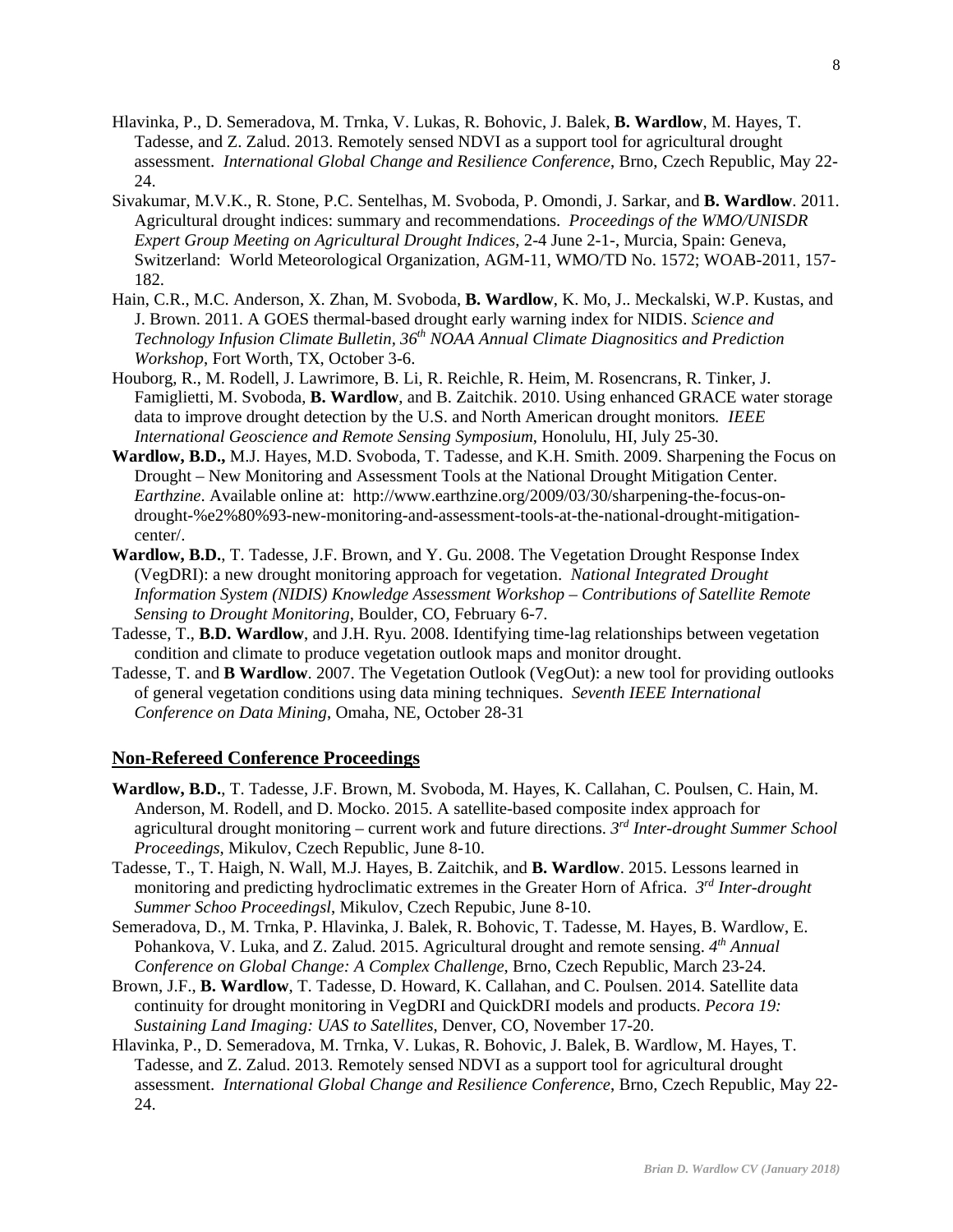Hlavinka, P., D. Semeradova, M. Trnka, V. Lukas, R. Bohovic, J. Balek, **B. Wardlow**, M. Hayes, T. Tadesse, and Z. Zalud. 2013. Remotely sensed NDVI as a support tool for agricultural drought assessment. *International Global Change and Resilience Conference*, Brno, Czech Republic, May 22-24.

Sivakumar, M.V.K., R. Stone, P.C. Sentelhas, M. Svoboda, P. Omondi, J. Sarkar, and **B. Wardlow**. 2011. Agricultural drought indices: summary and recommendations. *Proceedings of the WMO/UNISDR Expert Group Meeting on Agricultural Drought Indices*, 2-4 June 2-1-, Murcia, Spain: Geneva, Switzerland: World Meteorological Organization, AGM-11, WMO/TD No. 1572; WOAB-2011, 157-182.

Hain, C.R., M.C. Anderson, X. Zhan, M. Svoboda, **B. Wardlow**, K. Mo, J.. Meckalski, W.P. Kustas, and J. Brown. 2011. A GOES thermal-based drought early warning index for NIDIS. *Science and Technology Infusion Climate Bulletin, 36th NOAA Annual Climate Diagnositics and Prediction Workshop*, Fort Worth, TX, October 3-6.

Houborg, R., M. Rodell, J. Lawrimore, B. Li, R. Reichle, R. Heim, M. Rosencrans, R. Tinker, J. Famiglietti, M. Svoboda, **B. Wardlow**, and B. Zaitchik. 2010. Using enhanced GRACE water storage data to improve drought detection by the U.S. and North American drought monitors*. IEEE International Geoscience and Remote Sensing Symposium*, Honolulu, HI, July 25-30.

**Wardlow, B.D.,** M.J. Hayes, M.D. Svoboda, T. Tadesse, and K.H. Smith. 2009. Sharpening the Focus on Drought – New Monitoring and Assessment Tools at the National Drought Mitigation Center. *Earthzine*. Available online at: http://www.earthzine.org/2009/03/30/sharpening-the-focus-on-drought-%e2%80%93-new-monitoring-and-assessment-tools-at-the-national-drought-mitigation-center/.

**Wardlow, B.D.**, T. Tadesse, J.F. Brown, and Y. Gu. 2008. The Vegetation Drought Response Index (VegDRI): a new drought monitoring approach for vegetation. *National Integrated Drought Information System (NIDIS) Knowledge Assessment Workshop – Contributions of Satellite Remote Sensing to Drought Monitoring*, Boulder, CO, February 6-7.

Tadesse, T., **B.D. Wardlow**, and J.H. Ryu. 2008. Identifying time-lag relationships between vegetation condition and climate to produce vegetation outlook maps and monitor drought.

Tadesse, T. and **B Wardlow**. 2007. The Vegetation Outlook (VegOut): a new tool for providing outlooks of general vegetation conditions using data mining techniques. *Seventh IEEE International Conference on Data Mining*, Omaha, NE, October 28-31

## Non-Refereed Conference Proceedings

**Wardlow, B.D.**, T. Tadesse, J.F. Brown, M. Svoboda, M. Hayes, K. Callahan, C. Poulsen, C. Hain, M. Anderson, M. Rodell, and D. Mocko. 2015. A satellite-based composite index approach for agricultural drought monitoring – current work and future directions. *3rd Inter-drought Summer School Proceedings*, Mikulov, Czech Republic, June 8-10.

Tadesse, T., T. Haigh, N. Wall, M.J. Hayes, B. Zaitchik, and **B. Wardlow**. 2015. Lessons learned in monitoring and predicting hydroclimatic extremes in the Greater Horn of Africa. *3rd Inter-drought Summer Schoo Proceedingsl*, Mikulov, Czech Repubic, June 8-10.

Semeradova, D., M. Trnka, P. Hlavinka, J. Balek, R. Bohovic, T. Tadesse, M. Hayes, B. Wardlow, E. Pohankova, V. Luka, and Z. Zalud. 2015. Agricultural drought and remote sensing. *4th Annual Conference on Global Change: A Complex Challenge*, Brno, Czech Republic, March 23-24.

Brown, J.F., **B. Wardlow**, T. Tadesse, D. Howard, K. Callahan, and C. Poulsen. 2014. Satellite data continuity for drought monitoring in VegDRI and QuickDRI models and products. *Pecora 19: Sustaining Land Imaging: UAS to Satellites*, Denver, CO, November 17-20.

Hlavinka, P., D. Semeradova, M. Trnka, V. Lukas, R. Bohovic, J. Balek, B. Wardlow, M. Hayes, T. Tadesse, and Z. Zalud. 2013. Remotely sensed NDVI as a support tool for agricultural drought assessment. *International Global Change and Resilience Conference*, Brno, Czech Republic, May 22-24.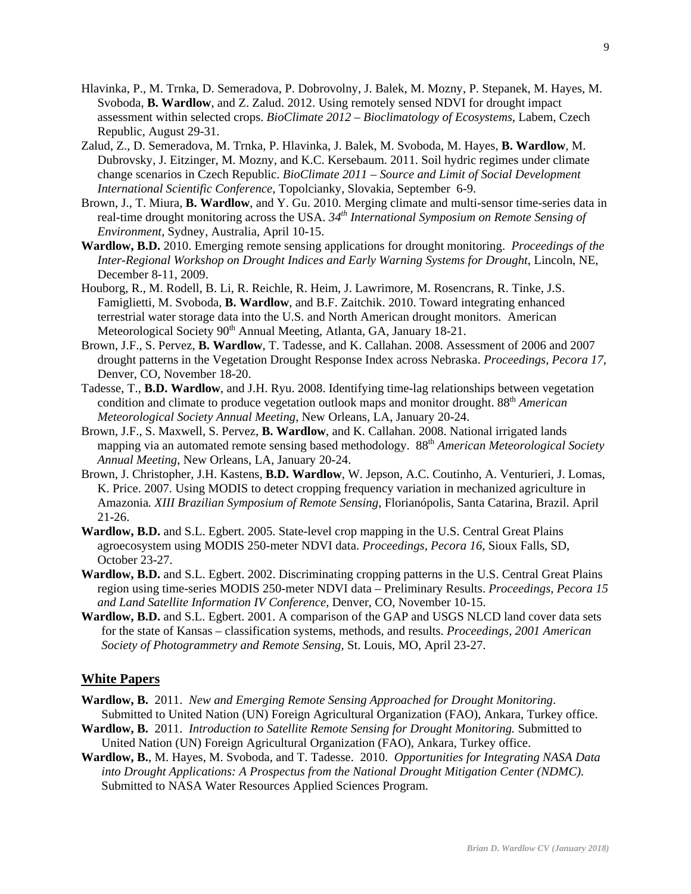Hlavinka, P., M. Trnka, D. Semeradova, P. Dobrovolny, J. Balek, M. Mozny, P. Stepanek, M. Hayes, M. Svoboda, **B. Wardlow**, and Z. Zalud. 2012. Using remotely sensed NDVI for drought impact assessment within selected crops. *BioClimate 2012 – Bioclimatology of Ecosystems*, Labem, Czech Republic, August 29-31.

Zalud, Z., D. Semeradova, M. Trnka, P. Hlavinka, J. Balek, M. Svoboda, M. Hayes, **B. Wardlow**, M. Dubrovsky, J. Eitzinger, M. Mozny, and K.C. Kersebaum. 2011. Soil hydric regimes under climate change scenarios in Czech Republic. *BioClimate 2011 – Source and Limit of Social Development International Scientific Conference*, Topolcianky, Slovakia, September 6-9.

Brown, J., T. Miura, **B. Wardlow**, and Y. Gu. 2010. Merging climate and multi-sensor time-series data in real-time drought monitoring across the USA. *34th International Symposium on Remote Sensing of Environment*, Sydney, Australia, April 10-15.

**Wardlow, B.D.** 2010. Emerging remote sensing applications for drought monitoring. *Proceedings of the Inter-Regional Workshop on Drought Indices and Early Warning Systems for Drought*, Lincoln, NE, December 8-11, 2009.

Houborg, R., M. Rodell, B. Li, R. Reichle, R. Heim, J. Lawrimore, M. Rosencrans, R. Tinke, J.S. Famiglietti, M. Svoboda, **B. Wardlow**, and B.F. Zaitchik. 2010. Toward integrating enhanced terrestrial water storage data into the U.S. and North American drought monitors. American Meteorological Society 90th Annual Meeting, Atlanta, GA, January 18-21.

Brown, J.F., S. Pervez, **B. Wardlow**, T. Tadesse, and K. Callahan. 2008. Assessment of 2006 and 2007 drought patterns in the Vegetation Drought Response Index across Nebraska. *Proceedings, Pecora 17*, Denver, CO, November 18-20.

Tadesse, T., **B.D. Wardlow**, and J.H. Ryu. 2008. Identifying time-lag relationships between vegetation condition and climate to produce vegetation outlook maps and monitor drought. 88th *American Meteorological Society Annual Meeting*, New Orleans, LA, January 20-24.

Brown, J.F., S. Maxwell, S. Pervez, **B. Wardlow**, and K. Callahan. 2008. National irrigated lands mapping via an automated remote sensing based methodology. 88th *American Meteorological Society Annual Meeting*, New Orleans, LA, January 20-24.

Brown, J. Christopher, J.H. Kastens, **B.D. Wardlow**, W. Jepson, A.C. Coutinho, A. Venturieri, J. Lomas, K. Price. 2007. Using MODIS to detect cropping frequency variation in mechanized agriculture in Amazonia. *XIII Brazilian Symposium of Remote Sensing*, Florianópolis, Santa Catarina, Brazil. April 21-26.

**Wardlow, B.D.** and S.L. Egbert. 2005. State-level crop mapping in the U.S. Central Great Plains agroecosystem using MODIS 250-meter NDVI data. *Proceedings, Pecora 16*, Sioux Falls, SD, October 23-27.

**Wardlow, B.D.** and S.L. Egbert. 2002. Discriminating cropping patterns in the U.S. Central Great Plains region using time-series MODIS 250-meter NDVI data – Preliminary Results. *Proceedings, Pecora 15 and Land Satellite Information IV Conference*, Denver, CO, November 10-15.

**Wardlow, B.D.** and S.L. Egbert. 2001. A comparison of the GAP and USGS NLCD land cover data sets for the state of Kansas – classification systems, methods, and results. *Proceedings, 2001 American Society of Photogrammetry and Remote Sensing*, St. Louis, MO, April 23-27.

## White Papers

**Wardlow, B.** 2011. *New and Emerging Remote Sensing Approached for Drought Monitoring*. Submitted to United Nation (UN) Foreign Agricultural Organization (FAO), Ankara, Turkey office.

**Wardlow, B.** 2011. *Introduction to Satellite Remote Sensing for Drought Monitoring.* Submitted to United Nation (UN) Foreign Agricultural Organization (FAO), Ankara, Turkey office.

**Wardlow, B.**, M. Hayes, M. Svoboda, and T. Tadesse. 2010. *Opportunities for Integrating NASA Data into Drought Applications: A Prospectus from the National Drought Mitigation Center (NDMC).* Submitted to NASA Water Resources Applied Sciences Program.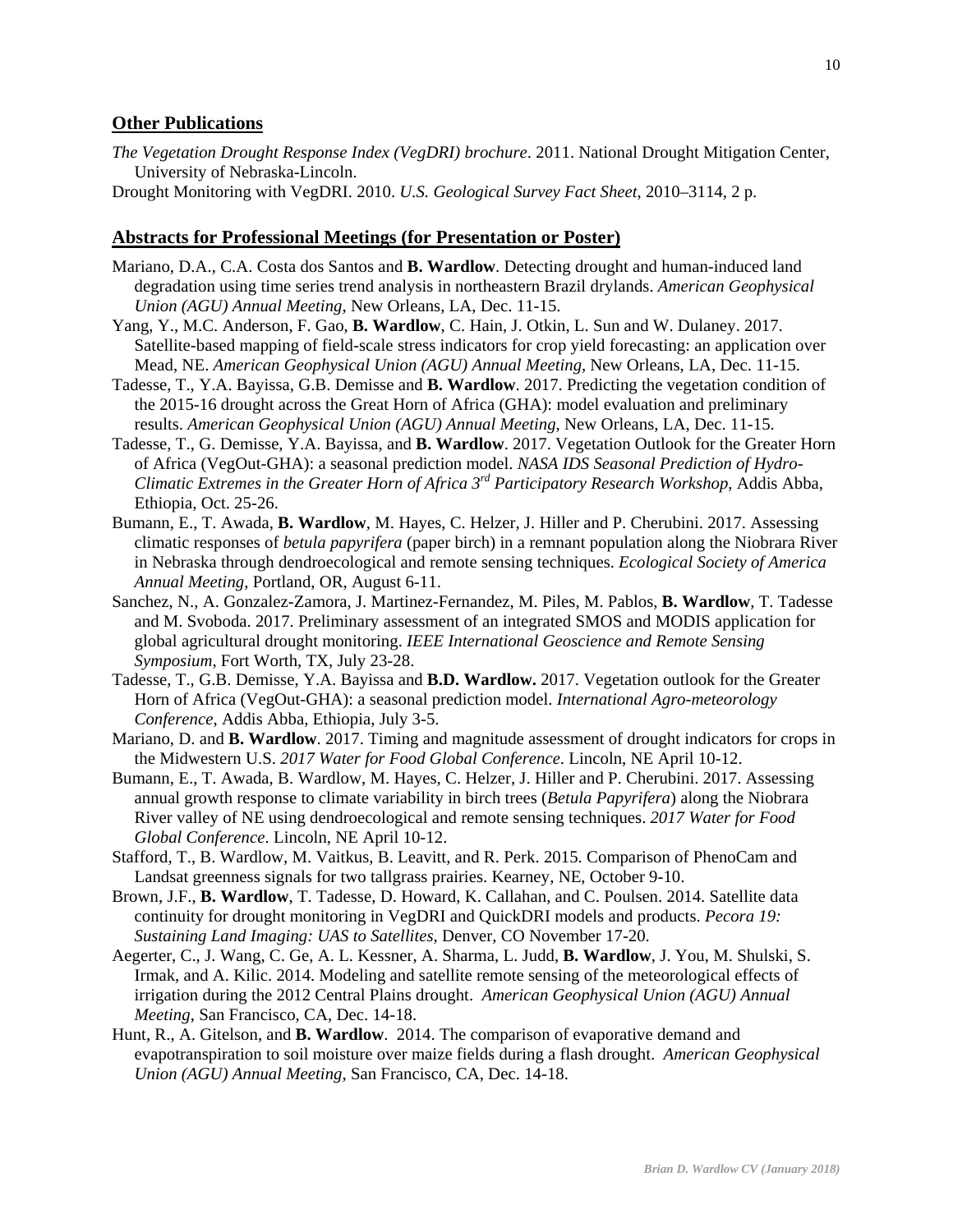## Other Publications

*The Vegetation Drought Response Index (VegDRI) brochure*. 2011. National Drought Mitigation Center, University of Nebraska-Lincoln.

Drought Monitoring with VegDRI. 2010. *U.S. Geological Survey Fact Sheet*, 2010–3114, 2 p.

## Abstracts for Professional Meetings (for Presentation or Poster)

Mariano, D.A., C.A. Costa dos Santos and **B. Wardlow**. Detecting drought and human-induced land degradation using time series trend analysis in northeastern Brazil drylands. *American Geophysical Union (AGU) Annual Meeting*, New Orleans, LA, Dec. 11-15.

Yang, Y., M.C. Anderson, F. Gao, **B. Wardlow**, C. Hain, J. Otkin, L. Sun and W. Dulaney. 2017. Satellite-based mapping of field-scale stress indicators for crop yield forecasting: an application over Mead, NE. *American Geophysical Union (AGU) Annual Meeting*, New Orleans, LA, Dec. 11-15.

Tadesse, T., Y.A. Bayissa, G.B. Demisse and **B. Wardlow**. 2017. Predicting the vegetation condition of the 2015-16 drought across the Great Horn of Africa (GHA): model evaluation and preliminary results. *American Geophysical Union (AGU) Annual Meeting*, New Orleans, LA, Dec. 11-15.

Tadesse, T., G. Demisse, Y.A. Bayissa, and **B. Wardlow**. 2017. Vegetation Outlook for the Greater Horn of Africa (VegOut-GHA): a seasonal prediction model. *NASA IDS Seasonal Prediction of Hydro-Climatic Extremes in the Greater Horn of Africa 3rd Participatory Research Workshop*, Addis Abba, Ethiopia, Oct. 25-26.

Bumann, E., T. Awada, **B. Wardlow**, M. Hayes, C. Helzer, J. Hiller and P. Cherubini. 2017. Assessing climatic responses of *betula papyrifera* (paper birch) in a remnant population along the Niobrara River in Nebraska through dendroecological and remote sensing techniques. *Ecological Society of America Annual Meeting*, Portland, OR, August 6-11.

Sanchez, N., A. Gonzalez-Zamora, J. Martinez-Fernandez, M. Piles, M. Pablos, **B. Wardlow**, T. Tadesse and M. Svoboda. 2017. Preliminary assessment of an integrated SMOS and MODIS application for global agricultural drought monitoring. *IEEE International Geoscience and Remote Sensing Symposium*, Fort Worth, TX, July 23-28.

Tadesse, T., G.B. Demisse, Y.A. Bayissa and **B.D. Wardlow.** 2017. Vegetation outlook for the Greater Horn of Africa (VegOut-GHA): a seasonal prediction model. *International Agro-meteorology Conference*, Addis Abba, Ethiopia, July 3-5.

Mariano, D. and **B. Wardlow**. 2017. Timing and magnitude assessment of drought indicators for crops in the Midwestern U.S. *2017 Water for Food Global Conference*. Lincoln, NE April 10-12.

Bumann, E., T. Awada, B. Wardlow, M. Hayes, C. Helzer, J. Hiller and P. Cherubini. 2017. Assessing annual growth response to climate variability in birch trees (*Betula Papyrifera*) along the Niobrara River valley of NE using dendroecological and remote sensing techniques. *2017 Water for Food Global Conference*. Lincoln, NE April 10-12.

Stafford, T., B. Wardlow, M. Vaitkus, B. Leavitt, and R. Perk. 2015. Comparison of PhenoCam and Landsat greenness signals for two tallgrass prairies. Kearney, NE, October 9-10.

Brown, J.F., **B. Wardlow**, T. Tadesse, D. Howard, K. Callahan, and C. Poulsen. 2014. Satellite data continuity for drought monitoring in VegDRI and QuickDRI models and products. *Pecora 19: Sustaining Land Imaging: UAS to Satellites*, Denver, CO November 17-20.

Aegerter, C., J. Wang, C. Ge, A. L. Kessner, A. Sharma, L. Judd, **B. Wardlow**, J. You, M. Shulski, S. Irmak, and A. Kilic. 2014. Modeling and satellite remote sensing of the meteorological effects of irrigation during the 2012 Central Plains drought. *American Geophysical Union (AGU) Annual Meeting*, San Francisco, CA, Dec. 14-18.

Hunt, R., A. Gitelson, and **B. Wardlow**. 2014. The comparison of evaporative demand and evapotranspiration to soil moisture over maize fields during a flash drought. *American Geophysical Union (AGU) Annual Meeting*, San Francisco, CA, Dec. 14-18.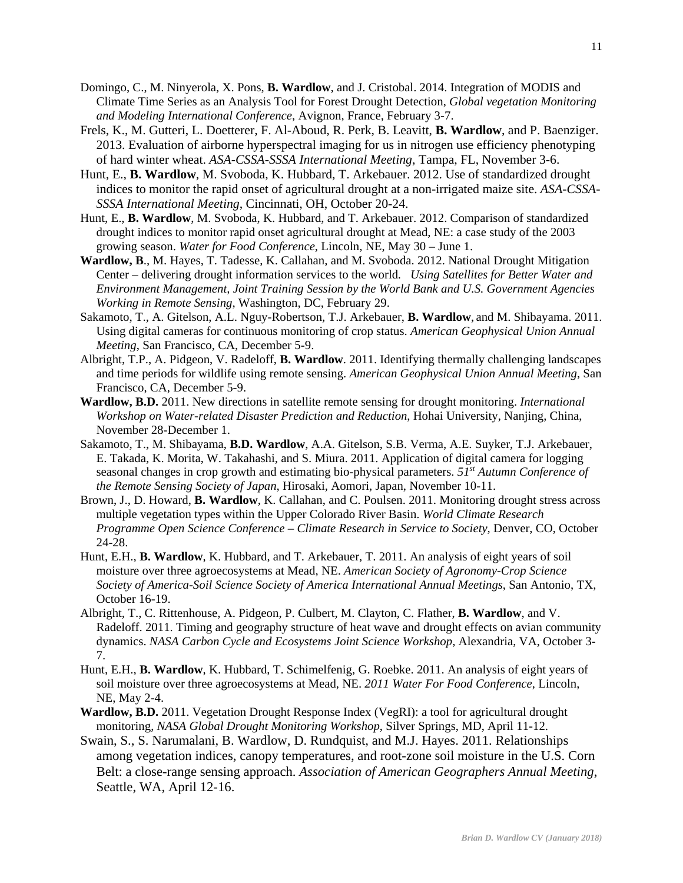Domingo, C., M. Ninyerola, X. Pons, **B. Wardlow**, and J. Cristobal. 2014. Integration of MODIS and Climate Time Series as an Analysis Tool for Forest Drought Detection, *Global vegetation Monitoring and Modeling International Conference*, Avignon, France, February 3-7.

Frels, K., M. Gutteri, L. Doetterer, F. Al-Aboud, R. Perk, B. Leavitt, **B. Wardlow**, and P. Baenziger. 2013. Evaluation of airborne hyperspectral imaging for us in nitrogen use efficiency phenotyping of hard winter wheat. *ASA-CSSA-SSSA International Meeting*, Tampa, FL, November 3-6.

Hunt, E., **B. Wardlow**, M. Svoboda, K. Hubbard, T. Arkebauer. 2012. Use of standardized drought indices to monitor the rapid onset of agricultural drought at a non-irrigated maize site. *ASA-CSSA-SSSA International Meeting*, Cincinnati, OH, October 20-24.

Hunt, E., **B. Wardlow**, M. Svoboda, K. Hubbard, and T. Arkebauer. 2012. Comparison of standardized drought indices to monitor rapid onset agricultural drought at Mead, NE: a case study of the 2003 growing season. *Water for Food Conference*, Lincoln, NE, May 30 – June 1.

**Wardlow, B**., M. Hayes, T. Tadesse, K. Callahan, and M. Svoboda. 2012. National Drought Mitigation Center – delivering drought information services to the world. *Using Satellites for Better Water and Environment Management, Joint Training Session by the World Bank and U.S. Government Agencies Working in Remote Sensing*, Washington, DC, February 29.

Sakamoto, T., A. Gitelson, A.L. Nguy-Robertson, T.J. Arkebauer, **B. Wardlow**, and M. Shibayama. 2011. Using digital cameras for continuous monitoring of crop status. *American Geophysical Union Annual Meeting*, San Francisco, CA, December 5-9.

Albright, T.P., A. Pidgeon, V. Radeloff, **B. Wardlow**. 2011. Identifying thermally challenging landscapes and time periods for wildlife using remote sensing. *American Geophysical Union Annual Meeting*, San Francisco, CA, December 5-9.

**Wardlow, B.D.** 2011. New directions in satellite remote sensing for drought monitoring. *International Workshop on Water-related Disaster Prediction and Reduction*, Hohai University, Nanjing, China, November 28-December 1.

Sakamoto, T., M. Shibayama, **B.D. Wardlow**, A.A. Gitelson, S.B. Verma, A.E. Suyker, T.J. Arkebauer, E. Takada, K. Morita, W. Takahashi, and S. Miura. 2011. Application of digital camera for logging seasonal changes in crop growth and estimating bio-physical parameters. *51st Autumn Conference of the Remote Sensing Society of Japan*, Hirosaki, Aomori, Japan, November 10-11.

Brown, J., D. Howard, **B. Wardlow**, K. Callahan, and C. Poulsen. 2011. Monitoring drought stress across multiple vegetation types within the Upper Colorado River Basin. *World Climate Research Programme Open Science Conference – Climate Research in Service to Society*, Denver, CO, October 24-28.

Hunt, E.H., **B. Wardlow**, K. Hubbard, and T. Arkebauer, T. 2011. An analysis of eight years of soil moisture over three agroecosystems at Mead, NE. *American Society of Agronomy-Crop Science Society of America-Soil Science Society of America International Annual Meetings*, San Antonio, TX, October 16-19.

Albright, T., C. Rittenhouse, A. Pidgeon, P. Culbert, M. Clayton, C. Flather, **B. Wardlow**, and V. Radeloff. 2011. Timing and geography structure of heat wave and drought effects on avian community dynamics. *NASA Carbon Cycle and Ecosystems Joint Science Workshop*, Alexandria, VA, October 3-7.

Hunt, E.H., **B. Wardlow**, K. Hubbard, T. Schimelfenig, G. Roebke. 2011. An analysis of eight years of soil moisture over three agroecosystems at Mead, NE. *2011 Water For Food Conference*, Lincoln, NE, May 2-4.

**Wardlow, B.D.** 2011. Vegetation Drought Response Index (VegRI): a tool for agricultural drought monitoring, *NASA Global Drought Monitoring Workshop*, Silver Springs, MD, April 11-12.

Swain, S., S. Narumalani, B. Wardlow, D. Rundquist, and M.J. Hayes. 2011. Relationships among vegetation indices, canopy temperatures, and root-zone soil moisture in the U.S. Corn Belt: a close-range sensing approach. *Association of American Geographers Annual Meeting*, Seattle, WA, April 12-16.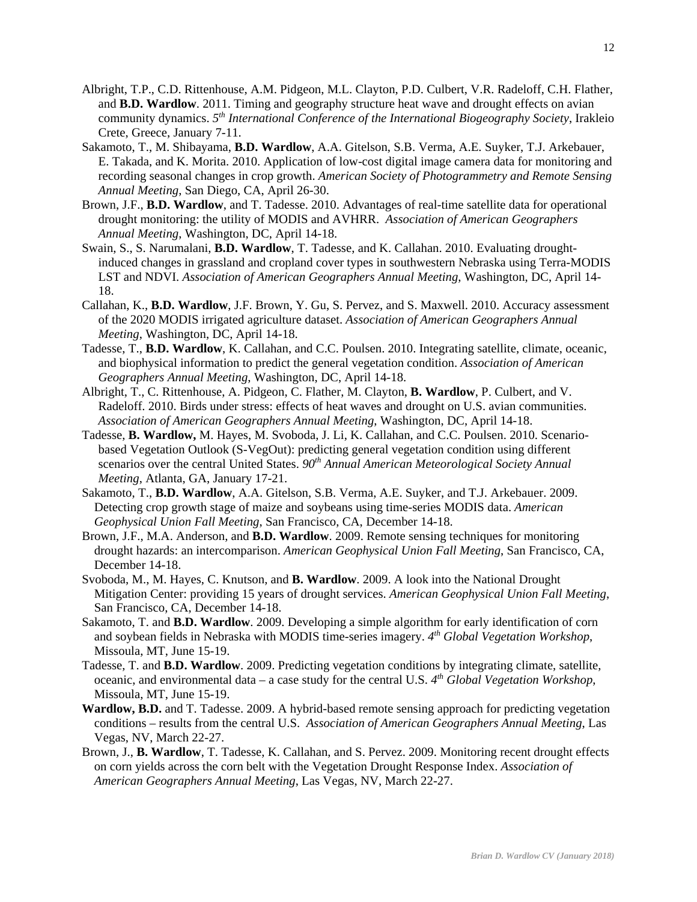Albright, T.P., C.D. Rittenhouse, A.M. Pidgeon, M.L. Clayton, P.D. Culbert, V.R. Radeloff, C.H. Flather, and **B.D. Wardlow**. 2011. Timing and geography structure heat wave and drought effects on avian community dynamics. *5th International Conference of the International Biogeography Society*, Irakleio Crete, Greece, January 7-11.

Sakamoto, T., M. Shibayama, **B.D. Wardlow**, A.A. Gitelson, S.B. Verma, A.E. Suyker, T.J. Arkebauer, E. Takada, and K. Morita. 2010. Application of low-cost digital image camera data for monitoring and recording seasonal changes in crop growth. *American Society of Photogrammetry and Remote Sensing Annual Meeting*, San Diego, CA, April 26-30.

Brown, J.F., **B.D. Wardlow**, and T. Tadesse. 2010. Advantages of real-time satellite data for operational drought monitoring: the utility of MODIS and AVHRR. *Association of American Geographers Annual Meeting*, Washington, DC, April 14-18.

Swain, S., S. Narumalani, **B.D. Wardlow**, T. Tadesse, and K. Callahan. 2010. Evaluating drought-induced changes in grassland and cropland cover types in southwestern Nebraska using Terra-MODIS LST and NDVI. *Association of American Geographers Annual Meeting*, Washington, DC, April 14-18.

Callahan, K., **B.D. Wardlow**, J.F. Brown, Y. Gu, S. Pervez, and S. Maxwell. 2010. Accuracy assessment of the 2020 MODIS irrigated agriculture dataset. *Association of American Geographers Annual Meeting*, Washington, DC, April 14-18.

Tadesse, T., **B.D. Wardlow**, K. Callahan, and C.C. Poulsen. 2010. Integrating satellite, climate, oceanic, and biophysical information to predict the general vegetation condition. *Association of American Geographers Annual Meeting*, Washington, DC, April 14-18.

Albright, T., C. Rittenhouse, A. Pidgeon, C. Flather, M. Clayton, **B. Wardlow**, P. Culbert, and V. Radeloff. 2010. Birds under stress: effects of heat waves and drought on U.S. avian communities. *Association of American Geographers Annual Meeting*, Washington, DC, April 14-18.

Tadesse, **B. Wardlow,** M. Hayes, M. Svoboda, J. Li, K. Callahan, and C.C. Poulsen. 2010. Scenario-based Vegetation Outlook (S-VegOut): predicting general vegetation condition using different scenarios over the central United States. *90th Annual American Meteorological Society Annual Meeting*, Atlanta, GA, January 17-21.

Sakamoto, T., **B.D. Wardlow**, A.A. Gitelson, S.B. Verma, A.E. Suyker, and T.J. Arkebauer. 2009. Detecting crop growth stage of maize and soybeans using time-series MODIS data. *American Geophysical Union Fall Meeting*, San Francisco, CA, December 14-18.

Brown, J.F., M.A. Anderson, and **B.D. Wardlow**. 2009. Remote sensing techniques for monitoring drought hazards: an intercomparison. *American Geophysical Union Fall Meeting*, San Francisco, CA, December 14-18.

Svoboda, M., M. Hayes, C. Knutson, and **B. Wardlow**. 2009. A look into the National Drought Mitigation Center: providing 15 years of drought services. *American Geophysical Union Fall Meeting*, San Francisco, CA, December 14-18.

Sakamoto, T. and **B.D. Wardlow**. 2009. Developing a simple algorithm for early identification of corn and soybean fields in Nebraska with MODIS time-series imagery. *4th Global Vegetation Workshop*, Missoula, MT, June 15-19.

Tadesse, T. and **B.D. Wardlow**. 2009. Predicting vegetation conditions by integrating climate, satellite, oceanic, and environmental data – a case study for the central U.S. *4th Global Vegetation Workshop*, Missoula, MT, June 15-19.

**Wardlow, B.D.** and T. Tadesse. 2009. A hybrid-based remote sensing approach for predicting vegetation conditions – results from the central U.S. *Association of American Geographers Annual Meeting*, Las Vegas, NV, March 22-27.

Brown, J., **B. Wardlow**, T. Tadesse, K. Callahan, and S. Pervez. 2009. Monitoring recent drought effects on corn yields across the corn belt with the Vegetation Drought Response Index. *Association of American Geographers Annual Meeting*, Las Vegas, NV, March 22-27.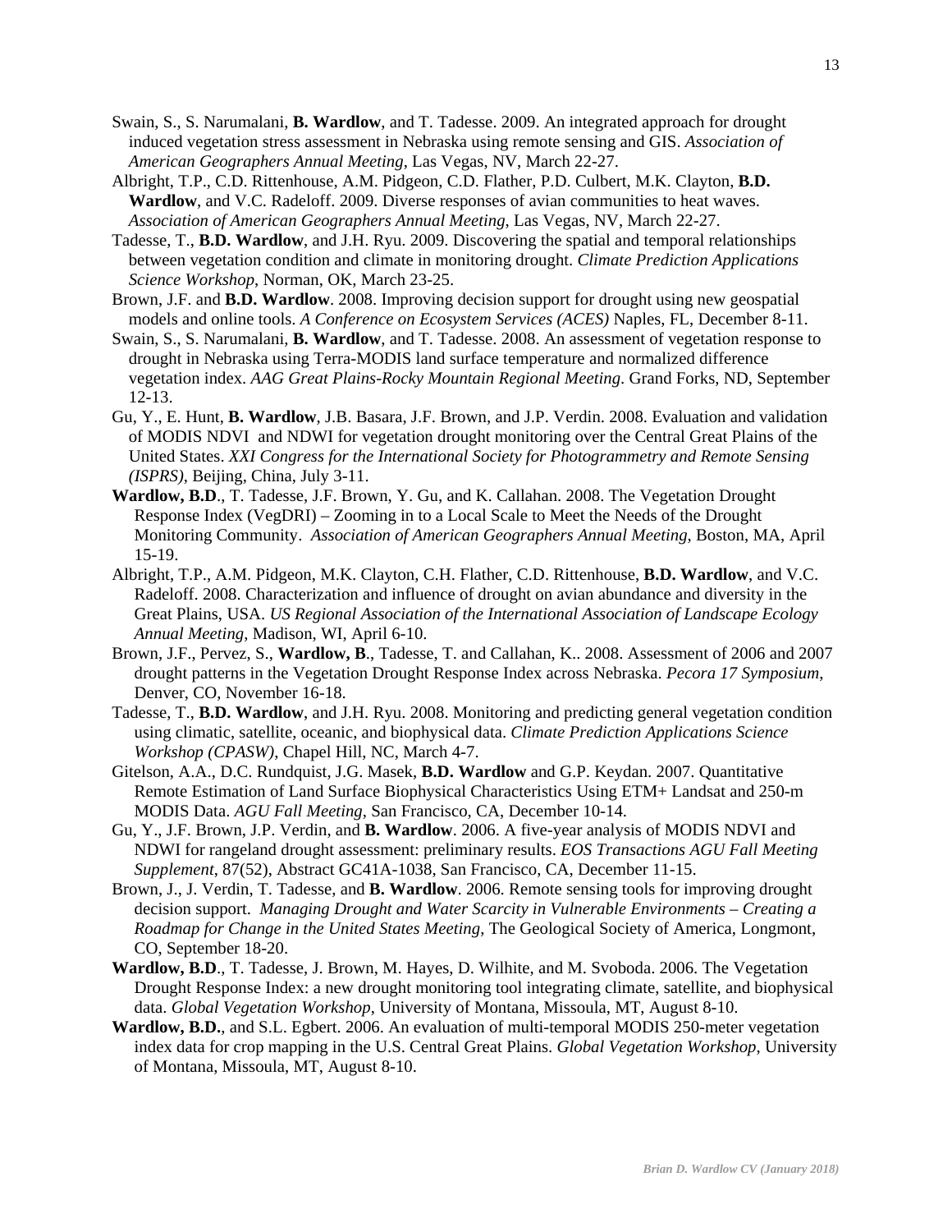Swain, S., S. Narumalani, **B. Wardlow**, and T. Tadesse. 2009. An integrated approach for drought induced vegetation stress assessment in Nebraska using remote sensing and GIS. *Association of American Geographers Annual Meeting*, Las Vegas, NV, March 22-27.

Albright, T.P., C.D. Rittenhouse, A.M. Pidgeon, C.D. Flather, P.D. Culbert, M.K. Clayton, **B.D. Wardlow**, and V.C. Radeloff. 2009. Diverse responses of avian communities to heat waves. *Association of American Geographers Annual Meeting*, Las Vegas, NV, March 22-27.

Tadesse, T., **B.D. Wardlow**, and J.H. Ryu. 2009. Discovering the spatial and temporal relationships between vegetation condition and climate in monitoring drought. *Climate Prediction Applications Science Workshop*, Norman, OK, March 23-25.

Brown, J.F. and **B.D. Wardlow**. 2008. Improving decision support for drought using new geospatial models and online tools. *A Conference on Ecosystem Services (ACES)* Naples, FL, December 8-11.

Swain, S., S. Narumalani, **B. Wardlow**, and T. Tadesse. 2008. An assessment of vegetation response to drought in Nebraska using Terra-MODIS land surface temperature and normalized difference vegetation index. *AAG Great Plains-Rocky Mountain Regional Meeting*. Grand Forks, ND, September 12-13.

Gu, Y., E. Hunt, **B. Wardlow**, J.B. Basara, J.F. Brown, and J.P. Verdin. 2008. Evaluation and validation of MODIS NDVI and NDWI for vegetation drought monitoring over the Central Great Plains of the United States. *XXI Congress for the International Society for Photogrammetry and Remote Sensing (ISPRS)*, Beijing, China, July 3-11.

**Wardlow, B.D**., T. Tadesse, J.F. Brown, Y. Gu, and K. Callahan. 2008. The Vegetation Drought Response Index (VegDRI) – Zooming in to a Local Scale to Meet the Needs of the Drought Monitoring Community. *Association of American Geographers Annual Meeting*, Boston, MA, April 15-19.

Albright, T.P., A.M. Pidgeon, M.K. Clayton, C.H. Flather, C.D. Rittenhouse, **B.D. Wardlow**, and V.C. Radeloff. 2008. Characterization and influence of drought on avian abundance and diversity in the Great Plains, USA. *US Regional Association of the International Association of Landscape Ecology Annual Meeting*, Madison, WI, April 6-10.

Brown, J.F., Pervez, S., **Wardlow, B**., Tadesse, T. and Callahan, K.. 2008. Assessment of 2006 and 2007 drought patterns in the Vegetation Drought Response Index across Nebraska. *Pecora 17 Symposium*, Denver, CO, November 16-18.

Tadesse, T., **B.D. Wardlow**, and J.H. Ryu. 2008. Monitoring and predicting general vegetation condition using climatic, satellite, oceanic, and biophysical data. *Climate Prediction Applications Science Workshop (CPASW)*, Chapel Hill, NC, March 4-7.

Gitelson, A.A., D.C. Rundquist, J.G. Masek, **B.D. Wardlow** and G.P. Keydan. 2007. Quantitative Remote Estimation of Land Surface Biophysical Characteristics Using ETM+ Landsat and 250-m MODIS Data. *AGU Fall Meeting*, San Francisco, CA, December 10-14.

Gu, Y., J.F. Brown, J.P. Verdin, and **B. Wardlow**. 2006. A five-year analysis of MODIS NDVI and NDWI for rangeland drought assessment: preliminary results. *EOS Transactions AGU Fall Meeting Supplement*, 87(52), Abstract GC41A-1038, San Francisco, CA, December 11-15.

Brown, J., J. Verdin, T. Tadesse, and **B. Wardlow**. 2006. Remote sensing tools for improving drought decision support. *Managing Drought and Water Scarcity in Vulnerable Environments – Creating a Roadmap for Change in the United States Meeting*, The Geological Society of America, Longmont, CO, September 18-20.

**Wardlow, B.D**., T. Tadesse, J. Brown, M. Hayes, D. Wilhite, and M. Svoboda. 2006. The Vegetation Drought Response Index: a new drought monitoring tool integrating climate, satellite, and biophysical data. *Global Vegetation Workshop*, University of Montana, Missoula, MT, August 8-10.

**Wardlow, B.D.**, and S.L. Egbert. 2006. An evaluation of multi-temporal MODIS 250-meter vegetation index data for crop mapping in the U.S. Central Great Plains. *Global Vegetation Workshop*, University of Montana, Missoula, MT, August 8-10.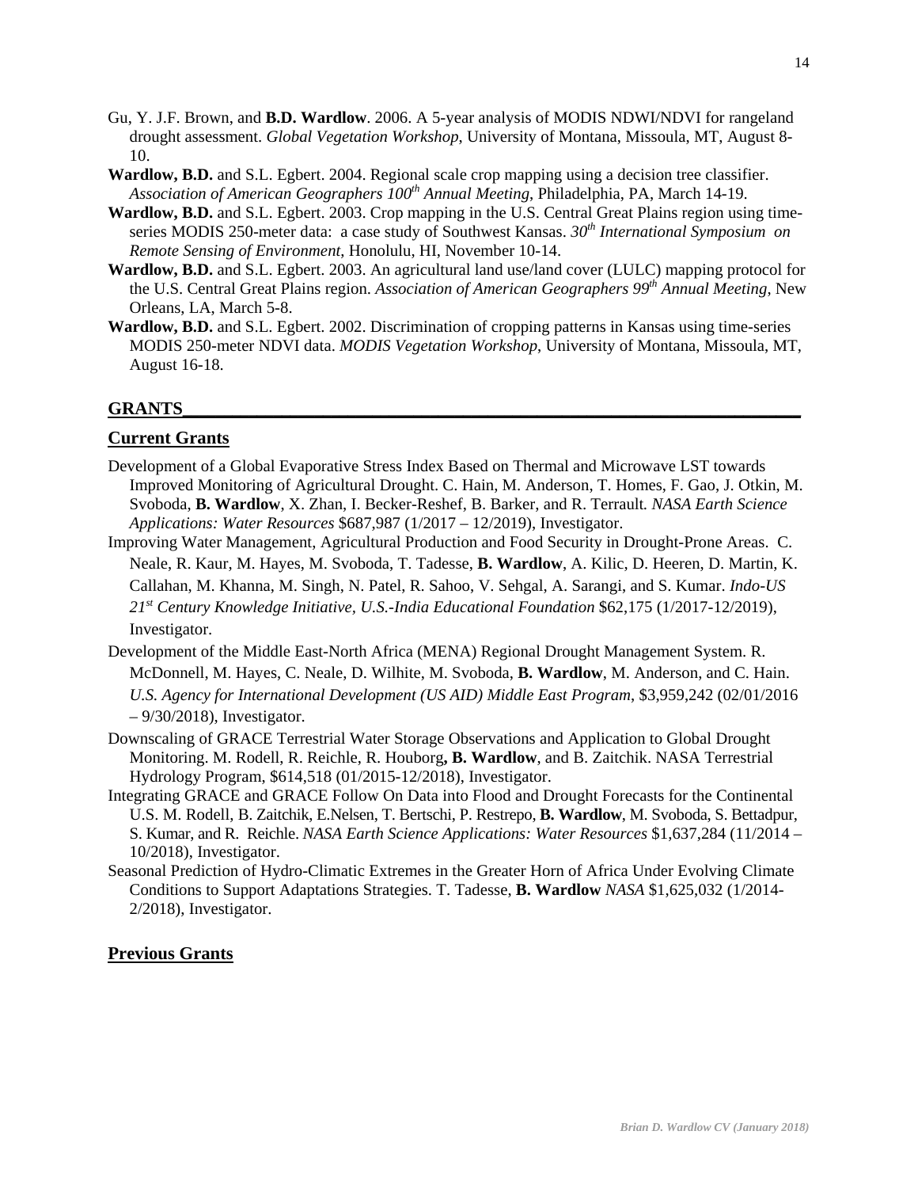Gu, Y. J.F. Brown, and **B.D. Wardlow**. 2006. A 5-year analysis of MODIS NDWI/NDVI for rangeland drought assessment. *Global Vegetation Workshop*, University of Montana, Missoula, MT, August 8-10.

**Wardlow, B.D.** and S.L. Egbert. 2004. Regional scale crop mapping using a decision tree classifier. *Association of American Geographers 100th Annual Meeting*, Philadelphia, PA, March 14-19.

**Wardlow, B.D.** and S.L. Egbert. 2003. Crop mapping in the U.S. Central Great Plains region using time-series MODIS 250-meter data: a case study of Southwest Kansas. *30th International Symposium on Remote Sensing of Environment*, Honolulu, HI, November 10-14.

**Wardlow, B.D.** and S.L. Egbert. 2003. An agricultural land use/land cover (LULC) mapping protocol for the U.S. Central Great Plains region. *Association of American Geographers 99th Annual Meeting*, New Orleans, LA, March 5-8.

**Wardlow, B.D.** and S.L. Egbert. 2002. Discrimination of cropping patterns in Kansas using time-series MODIS 250-meter NDVI data. *MODIS Vegetation Workshop*, University of Montana, Missoula, MT, August 16-18.

## GRANTS

### Current Grants

Development of a Global Evaporative Stress Index Based on Thermal and Microwave LST towards Improved Monitoring of Agricultural Drought. C. Hain, M. Anderson, T. Homes, F. Gao, J. Otkin, M. Svoboda, **B. Wardlow**, X. Zhan, I. Becker-Reshef, B. Barker, and R. Terrault. *NASA Earth Science Applications: Water Resources* \$687,987 (1/2017 – 12/2019), Investigator.

Improving Water Management, Agricultural Production and Food Security in Drought-Prone Areas. C. Neale, R. Kaur, M. Hayes, M. Svoboda, T. Tadesse, **B. Wardlow**, A. Kilic, D. Heeren, D. Martin, K. Callahan, M. Khanna, M. Singh, N. Patel, R. Sahoo, V. Sehgal, A. Sarangi, and S. Kumar. *Indo-US 21st Century Knowledge Initiative, U.S.-India Educational Foundation* \$62,175 (1/2017-12/2019), Investigator.

Development of the Middle East-North Africa (MENA) Regional Drought Management System. R. McDonnell, M. Hayes, C. Neale, D. Wilhite, M. Svoboda, **B. Wardlow**, M. Anderson, and C. Hain. *U.S. Agency for International Development (US AID) Middle East Program*, \$3,959,242 (02/01/2016 – 9/30/2018), Investigator.

Downscaling of GRACE Terrestrial Water Storage Observations and Application to Global Drought Monitoring. M. Rodell, R. Reichle, R. Houborg**, B. Wardlow**, and B. Zaitchik. NASA Terrestrial Hydrology Program, \$614,518 (01/2015-12/2018), Investigator.

Integrating GRACE and GRACE Follow On Data into Flood and Drought Forecasts for the Continental U.S. M. Rodell, B. Zaitchik, E.Nelsen, T. Bertschi, P. Restrepo, **B. Wardlow**, M. Svoboda, S. Bettadpur, S. Kumar, and R. Reichle. *NASA Earth Science Applications: Water Resources* \$1,637,284 (11/2014 – 10/2018), Investigator.

Seasonal Prediction of Hydro-Climatic Extremes in the Greater Horn of Africa Under Evolving Climate Conditions to Support Adaptations Strategies. T. Tadesse, **B. Wardlow** *NASA* \$1,625,032 (1/2014-2/2018), Investigator.

### Previous Grants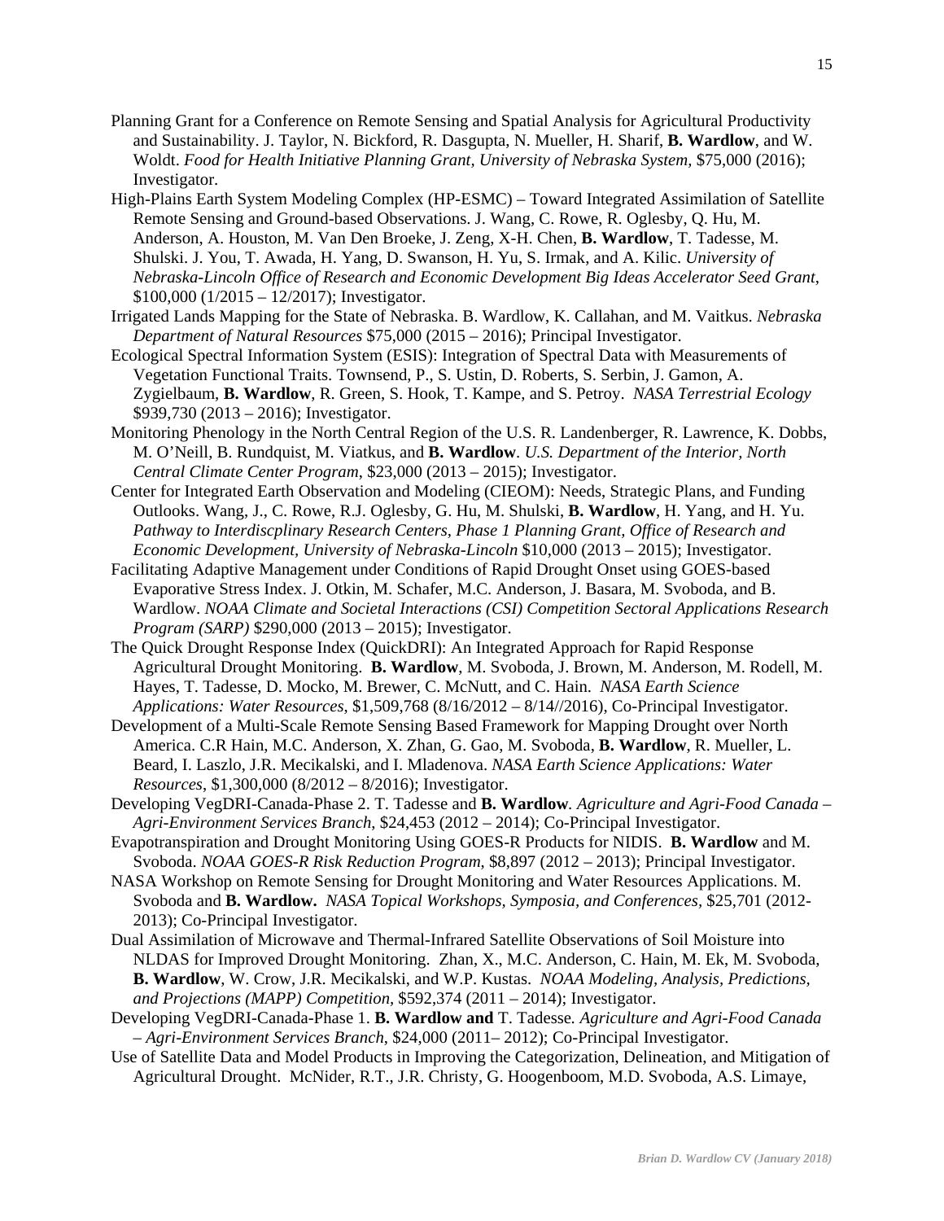Planning Grant for a Conference on Remote Sensing and Spatial Analysis for Agricultural Productivity and Sustainability. J. Taylor, N. Bickford, R. Dasgupta, N. Mueller, H. Sharif, **B. Wardlow**, and W. Woldt. *Food for Health Initiative Planning Grant, University of Nebraska System,* $75,000 (2016); Investigator.

High-Plains Earth System Modeling Complex (HP-ESMC) – Toward Integrated Assimilation of Satellite Remote Sensing and Ground-based Observations. J. Wang, C. Rowe, R. Oglesby, Q. Hu, M. Anderson, A. Houston, M. Van Den Broeke, J. Zeng, X-H. Chen, **B. Wardlow**, T. Tadesse, M. Shulski. J. You, T. Awada, H. Yang, D. Swanson, H. Yu, S. Irmak, and A. Kilic. *University of Nebraska-Lincoln Office of Research and Economic Development Big Ideas Accelerator Seed Grant*, $100,000 (1/2015 – 12/2017); Investigator.

Irrigated Lands Mapping for the State of Nebraska. B. Wardlow, K. Callahan, and M. Vaitkus. *Nebraska Department of Natural Resources* $75,000 (2015 – 2016); Principal Investigator.

Ecological Spectral Information System (ESIS): Integration of Spectral Data with Measurements of Vegetation Functional Traits. Townsend, P., S. Ustin, D. Roberts, S. Serbin, J. Gamon, A. Zygielbaum, **B. Wardlow**, R. Green, S. Hook, T. Kampe, and S. Petroy. *NASA Terrestrial Ecology* $939,730 (2013 – 2016); Investigator.

Monitoring Phenology in the North Central Region of the U.S. R. Landenberger, R. Lawrence, K. Dobbs, M. O'Neill, B. Rundquist, M. Viatkus, and **B. Wardlow**. *U.S. Department of the Interior, North Central Climate Center Program*, $23,000 (2013 – 2015); Investigator.

Center for Integrated Earth Observation and Modeling (CIEOM): Needs, Strategic Plans, and Funding Outlooks. Wang, J., C. Rowe, R.J. Oglesby, G. Hu, M. Shulski, **B. Wardlow**, H. Yang, and H. Yu. *Pathway to Interdiscplinary Research Centers, Phase 1 Planning Grant, Office of Research and Economic Development, University of Nebraska-Lincoln* $10,000 (2013 – 2015); Investigator.

Facilitating Adaptive Management under Conditions of Rapid Drought Onset using GOES-based Evaporative Stress Index. J. Otkin, M. Schafer, M.C. Anderson, J. Basara, M. Svoboda, and B. Wardlow. *NOAA Climate and Societal Interactions (CSI) Competition Sectoral Applications Research Program (SARP)* $290,000 (2013 – 2015); Investigator.

The Quick Drought Response Index (QuickDRI): An Integrated Approach for Rapid Response Agricultural Drought Monitoring. **B. Wardlow**, M. Svoboda, J. Brown, M. Anderson, M. Rodell, M. Hayes, T. Tadesse, D. Mocko, M. Brewer, C. McNutt, and C. Hain. *NASA Earth Science Applications: Water Resources*, $1,509,768 (8/16/2012 – 8/14//2016), Co-Principal Investigator.

Development of a Multi-Scale Remote Sensing Based Framework for Mapping Drought over North America. C.R Hain, M.C. Anderson, X. Zhan, G. Gao, M. Svoboda, **B. Wardlow**, R. Mueller, L. Beard, I. Laszlo, J.R. Mecikalski, and I. Mladenova. *NASA Earth Science Applications: Water Resources*, $1,300,000 (8/2012 – 8/2016); Investigator.

Developing VegDRI-Canada-Phase 2. T. Tadesse and **B. Wardlow**. *Agriculture and Agri-Food Canada – Agri-Environment Services Branch*, $24,453 (2012 – 2014); Co-Principal Investigator.

Evapotranspiration and Drought Monitoring Using GOES-R Products for NIDIS. **B. Wardlow** and M. Svoboda. *NOAA GOES-R Risk Reduction Program*, $8,897 (2012 – 2013); Principal Investigator.

NASA Workshop on Remote Sensing for Drought Monitoring and Water Resources Applications. M. Svoboda and **B. Wardlow.** *NASA Topical Workshops, Symposia, and Conferences*, $25,701 (2012-2013); Co-Principal Investigator.

Dual Assimilation of Microwave and Thermal-Infrared Satellite Observations of Soil Moisture into NLDAS for Improved Drought Monitoring. Zhan, X., M.C. Anderson, C. Hain, M. Ek, M. Svoboda, **B. Wardlow**, W. Crow, J.R. Mecikalski, and W.P. Kustas. *NOAA Modeling, Analysis, Predictions, and Projections (MAPP) Competition*, $592,374 (2011 – 2014); Investigator.

Developing VegDRI-Canada-Phase 1. **B. Wardlow and** T. Tadesse. *Agriculture and Agri-Food Canada – Agri-Environment Services Branch*, $24,000 (2011– 2012); Co-Principal Investigator.

Use of Satellite Data and Model Products in Improving the Categorization, Delineation, and Mitigation of Agricultural Drought. McNider, R.T., J.R. Christy, G. Hoogenboom, M.D. Svoboda, A.S. Limaye,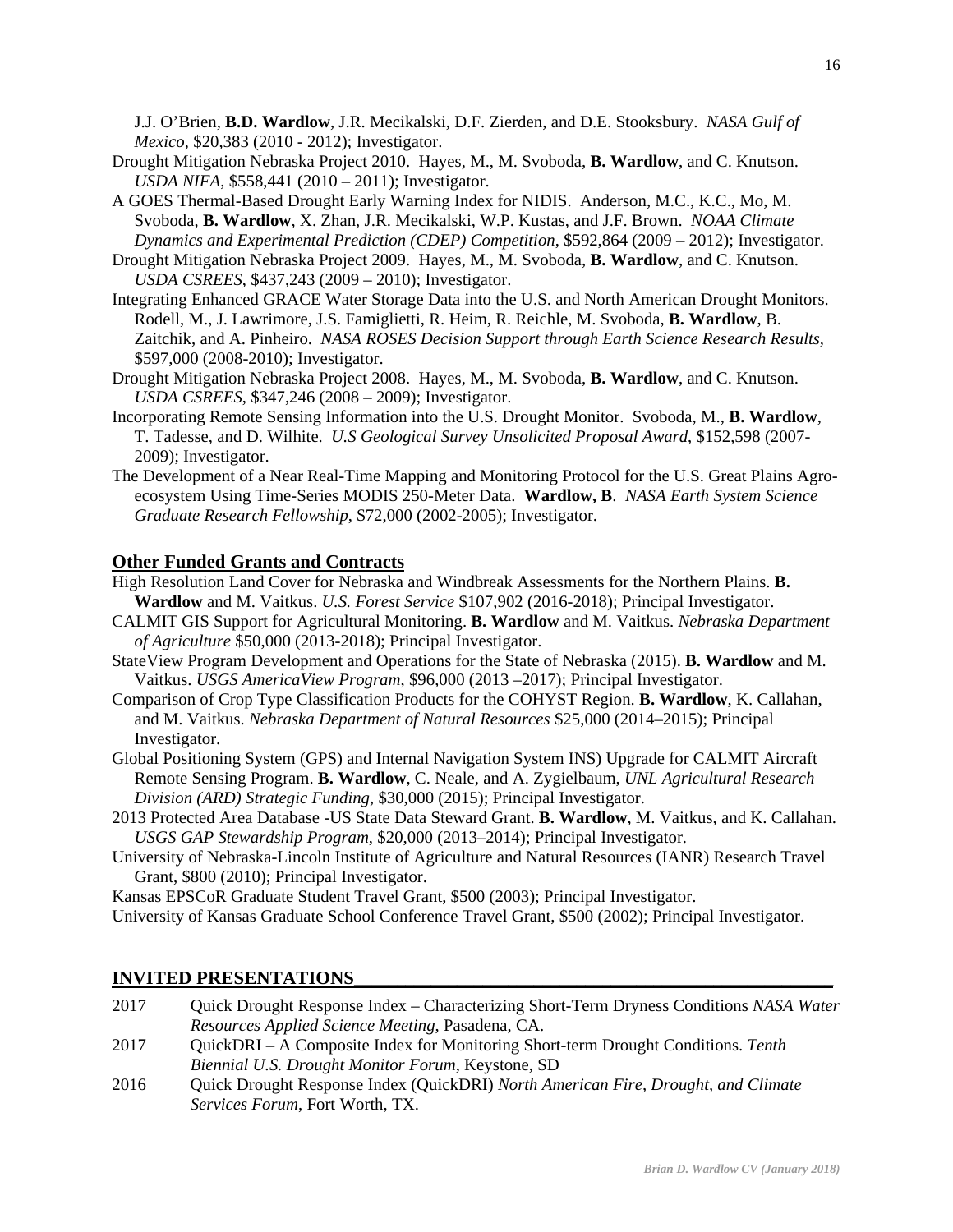J.J. O'Brien, **B.D. Wardlow**, J.R. Mecikalski, D.F. Zierden, and D.E. Stooksbury. *NASA Gulf of Mexico*, $20,383 (2010 - 2012); Investigator.

Drought Mitigation Nebraska Project 2010. Hayes, M., M. Svoboda, **B. Wardlow**, and C. Knutson. *USDA NIFA*, $558,441 (2010 – 2011); Investigator.

A GOES Thermal-Based Drought Early Warning Index for NIDIS. Anderson, M.C., K.C., Mo, M. Svoboda, **B. Wardlow**, X. Zhan, J.R. Mecikalski, W.P. Kustas, and J.F. Brown. *NOAA Climate Dynamics and Experimental Prediction (CDEP) Competition*, $592,864 (2009 – 2012); Investigator.

Drought Mitigation Nebraska Project 2009. Hayes, M., M. Svoboda, **B. Wardlow**, and C. Knutson. *USDA CSREES*, $437,243 (2009 – 2010); Investigator.

Integrating Enhanced GRACE Water Storage Data into the U.S. and North American Drought Monitors. Rodell, M., J. Lawrimore, J.S. Famiglietti, R. Heim, R. Reichle, M. Svoboda, **B. Wardlow**, B. Zaitchik, and A. Pinheiro. *NASA ROSES Decision Support through Earth Science Research Results*, $597,000 (2008-2010); Investigator.

Drought Mitigation Nebraska Project 2008. Hayes, M., M. Svoboda, **B. Wardlow**, and C. Knutson. *USDA CSREES*, $347,246 (2008 – 2009); Investigator.

Incorporating Remote Sensing Information into the U.S. Drought Monitor. Svoboda, M., **B. Wardlow**, T. Tadesse, and D. Wilhite. *U.S Geological Survey Unsolicited Proposal Award*, $152,598 (2007-2009); Investigator.

The Development of a Near Real-Time Mapping and Monitoring Protocol for the U.S. Great Plains Agro-ecosystem Using Time-Series MODIS 250-Meter Data. **Wardlow, B**. *NASA Earth System Science Graduate Research Fellowship*, $72,000 (2002-2005); Investigator.

## Other Funded Grants and Contracts

High Resolution Land Cover for Nebraska and Windbreak Assessments for the Northern Plains. **B. Wardlow** and M. Vaitkus. *U.S. Forest Service* $107,902 (2016-2018); Principal Investigator.

CALMIT GIS Support for Agricultural Monitoring. **B. Wardlow** and M. Vaitkus. *Nebraska Department of Agriculture* $50,000 (2013-2018); Principal Investigator.

StateView Program Development and Operations for the State of Nebraska (2015). **B. Wardlow** and M. Vaitkus. *USGS AmericaView Program*, $96,000 (2013 –2017); Principal Investigator.

Comparison of Crop Type Classification Products for the COHYST Region. **B. Wardlow**, K. Callahan, and M. Vaitkus. *Nebraska Department of Natural Resources* $25,000 (2014–2015); Principal Investigator.

Global Positioning System (GPS) and Internal Navigation System INS) Upgrade for CALMIT Aircraft Remote Sensing Program. **B. Wardlow**, C. Neale, and A. Zygielbaum, *UNL Agricultural Research Division (ARD) Strategic Funding*, $30,000 (2015); Principal Investigator.

2013 Protected Area Database -US State Data Steward Grant. **B. Wardlow**, M. Vaitkus, and K. Callahan. *USGS GAP Stewardship Program*, $20,000 (2013–2014); Principal Investigator.

University of Nebraska-Lincoln Institute of Agriculture and Natural Resources (IANR) Research Travel Grant, $800 (2010); Principal Investigator.

Kansas EPSCoR Graduate Student Travel Grant, $500 (2003); Principal Investigator.

University of Kansas Graduate School Conference Travel Grant, $500 (2002); Principal Investigator.

## INVITED PRESENTATIONS

2017 Quick Drought Response Index – Characterizing Short-Term Dryness Conditions *NASA Water Resources Applied Science Meeting*, Pasadena, CA.

2017 QuickDRI – A Composite Index for Monitoring Short-term Drought Conditions. *Tenth Biennial U.S. Drought Monitor Forum*, Keystone, SD

2016 Quick Drought Response Index (QuickDRI) *North American Fire, Drought, and Climate Services Forum*, Fort Worth, TX.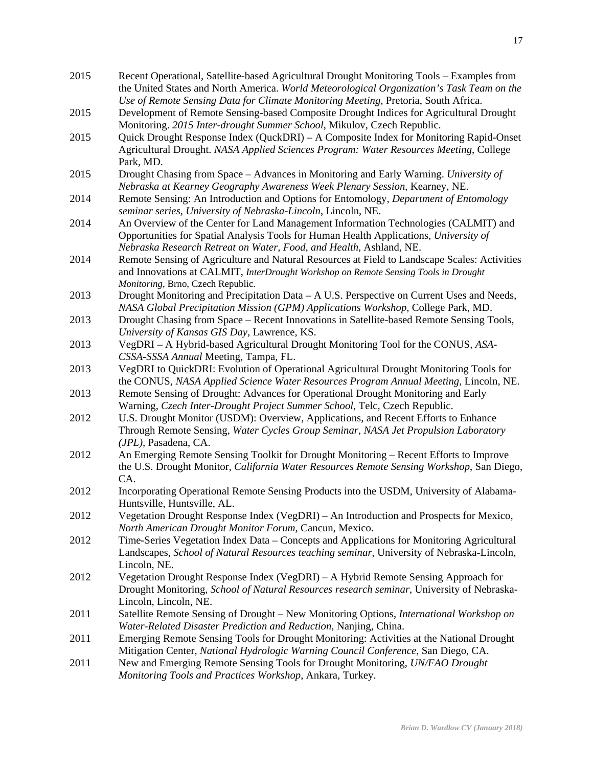2015 Recent Operational, Satellite-based Agricultural Drought Monitoring Tools – Examples from the United States and North America. *World Meteorological Organization's Task Team on the Use of Remote Sensing Data for Climate Monitoring Meeting*, Pretoria, South Africa.

2015 Development of Remote Sensing-based Composite Drought Indices for Agricultural Drought Monitoring. *2015 Inter-drought Summer School*, Mikulov, Czech Republic.

2015 Quick Drought Response Index (QuckDRI) – A Composite Index for Monitoring Rapid-Onset Agricultural Drought. *NASA Applied Sciences Program: Water Resources Meeting*, College Park, MD.

2015 Drought Chasing from Space – Advances in Monitoring and Early Warning. *University of Nebraska at Kearney Geography Awareness Week Plenary Session*, Kearney, NE.

2014 Remote Sensing: An Introduction and Options for Entomology, *Department of Entomology seminar series, University of Nebraska-Lincoln*, Lincoln, NE.

2014 An Overview of the Center for Land Management Information Technologies (CALMIT) and Opportunities for Spatial Analysis Tools for Human Health Applications, *University of Nebraska Research Retreat on Water, Food, and Health*, Ashland, NE.

2014 Remote Sensing of Agriculture and Natural Resources at Field to Landscape Scales: Activities and Innovations at CALMIT, *InterDrought Workshop on Remote Sensing Tools in Drought Monitoring*, Brno, Czech Republic.

2013 Drought Monitoring and Precipitation Data – A U.S. Perspective on Current Uses and Needs, *NASA Global Precipitation Mission (GPM) Applications Workshop*, College Park, MD.

2013 Drought Chasing from Space – Recent Innovations in Satellite-based Remote Sensing Tools, *University of Kansas GIS Day*, Lawrence, KS.

2013 VegDRI – A Hybrid-based Agricultural Drought Monitoring Tool for the CONUS, *ASA-CSSA-SSSA Annual* Meeting, Tampa, FL.

2013 VegDRI to QuickDRI: Evolution of Operational Agricultural Drought Monitoring Tools for the CONUS, *NASA Applied Science Water Resources Program Annual Meeting*, Lincoln, NE.

2013 Remote Sensing of Drought: Advances for Operational Drought Monitoring and Early Warning, *Czech Inter-Drought Project Summer School*, Telc, Czech Republic.

2012 U.S. Drought Monitor (USDM): Overview, Applications, and Recent Efforts to Enhance Through Remote Sensing, *Water Cycles Group Seminar, NASA Jet Propulsion Laboratory (JPL)*, Pasadena, CA.

2012 An Emerging Remote Sensing Toolkit for Drought Monitoring – Recent Efforts to Improve the U.S. Drought Monitor, *California Water Resources Remote Sensing Workshop*, San Diego, CA.

2012 Incorporating Operational Remote Sensing Products into the USDM, University of Alabama-Huntsville, Huntsville, AL.

2012 Vegetation Drought Response Index (VegDRI) – An Introduction and Prospects for Mexico, *North American Drought Monitor Forum*, Cancun, Mexico.

2012 Time-Series Vegetation Index Data – Concepts and Applications for Monitoring Agricultural Landscapes, *School of Natural Resources teaching seminar*, University of Nebraska-Lincoln, Lincoln, NE.

2012 Vegetation Drought Response Index (VegDRI) – A Hybrid Remote Sensing Approach for Drought Monitoring, *School of Natural Resources research seminar*, University of Nebraska-Lincoln, Lincoln, NE.

2011 Satellite Remote Sensing of Drought – New Monitoring Options, *International Workshop on Water-Related Disaster Prediction and Reduction*, Nanjing, China.

2011 Emerging Remote Sensing Tools for Drought Monitoring: Activities at the National Drought Mitigation Center, *National Hydrologic Warning Council Conference*, San Diego, CA.

2011 New and Emerging Remote Sensing Tools for Drought Monitoring, *UN/FAO Drought Monitoring Tools and Practices Workshop*, Ankara, Turkey.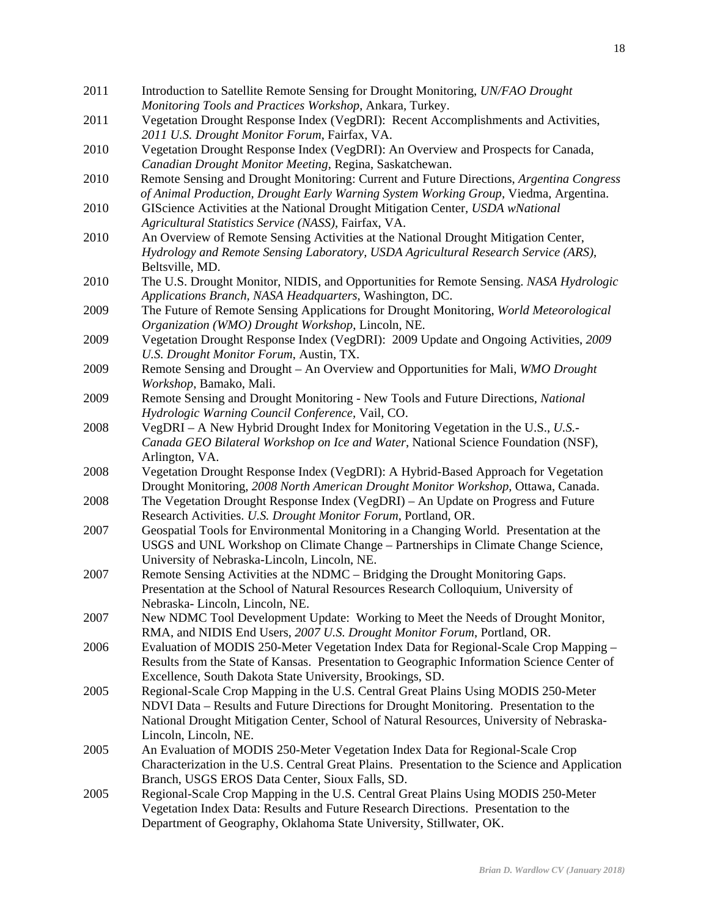2011 Introduction to Satellite Remote Sensing for Drought Monitoring, *UN/FAO Drought Monitoring Tools and Practices Workshop*, Ankara, Turkey.

2011 Vegetation Drought Response Index (VegDRI): Recent Accomplishments and Activities, *2011 U.S. Drought Monitor Forum*, Fairfax, VA.

2010 Vegetation Drought Response Index (VegDRI): An Overview and Prospects for Canada, *Canadian Drought Monitor Meeting*, Regina, Saskatchewan.

2010 Remote Sensing and Drought Monitoring: Current and Future Directions, *Argentina Congress of Animal Production, Drought Early Warning System Working Group*, Viedma, Argentina.

2010 GIScience Activities at the National Drought Mitigation Center, *USDA wNational Agricultural Statistics Service (NASS)*, Fairfax, VA.

2010 An Overview of Remote Sensing Activities at the National Drought Mitigation Center, *Hydrology and Remote Sensing Laboratory, USDA Agricultural Research Service (ARS)*, Beltsville, MD.

2010 The U.S. Drought Monitor, NIDIS, and Opportunities for Remote Sensing. *NASA Hydrologic Applications Branch, NASA Headquarters*, Washington, DC.

2009 The Future of Remote Sensing Applications for Drought Monitoring, *World Meteorological Organization (WMO) Drought Workshop*, Lincoln, NE.

2009 Vegetation Drought Response Index (VegDRI): 2009 Update and Ongoing Activities, *2009 U.S. Drought Monitor Forum*, Austin, TX.

2009 Remote Sensing and Drought – An Overview and Opportunities for Mali, *WMO Drought Workshop*, Bamako, Mali.

2009 Remote Sensing and Drought Monitoring - New Tools and Future Directions, *National Hydrologic Warning Council Conference*, Vail, CO.

2008 VegDRI – A New Hybrid Drought Index for Monitoring Vegetation in the U.S., *U.S.-Canada GEO Bilateral Workshop on Ice and Water*, National Science Foundation (NSF), Arlington, VA.

2008 Vegetation Drought Response Index (VegDRI): A Hybrid-Based Approach for Vegetation Drought Monitoring, *2008 North American Drought Monitor Workshop*, Ottawa, Canada.

2008 The Vegetation Drought Response Index (VegDRI) – An Update on Progress and Future Research Activities. *U.S. Drought Monitor Forum*, Portland, OR.

2007 Geospatial Tools for Environmental Monitoring in a Changing World. Presentation at the USGS and UNL Workshop on Climate Change – Partnerships in Climate Change Science, University of Nebraska-Lincoln, Lincoln, NE.

2007 Remote Sensing Activities at the NDMC – Bridging the Drought Monitoring Gaps. Presentation at the School of Natural Resources Research Colloquium, University of Nebraska- Lincoln, Lincoln, NE.

2007 New NDMC Tool Development Update: Working to Meet the Needs of Drought Monitor, RMA, and NIDIS End Users, *2007 U.S. Drought Monitor Forum*, Portland, OR.

2006 Evaluation of MODIS 250-Meter Vegetation Index Data for Regional-Scale Crop Mapping – Results from the State of Kansas. Presentation to Geographic Information Science Center of Excellence, South Dakota State University, Brookings, SD.

2005 Regional-Scale Crop Mapping in the U.S. Central Great Plains Using MODIS 250-Meter NDVI Data – Results and Future Directions for Drought Monitoring. Presentation to the National Drought Mitigation Center, School of Natural Resources, University of Nebraska-Lincoln, Lincoln, NE.

2005 An Evaluation of MODIS 250-Meter Vegetation Index Data for Regional-Scale Crop Characterization in the U.S. Central Great Plains. Presentation to the Science and Application Branch, USGS EROS Data Center, Sioux Falls, SD.

2005 Regional-Scale Crop Mapping in the U.S. Central Great Plains Using MODIS 250-Meter Vegetation Index Data: Results and Future Research Directions. Presentation to the Department of Geography, Oklahoma State University, Stillwater, OK.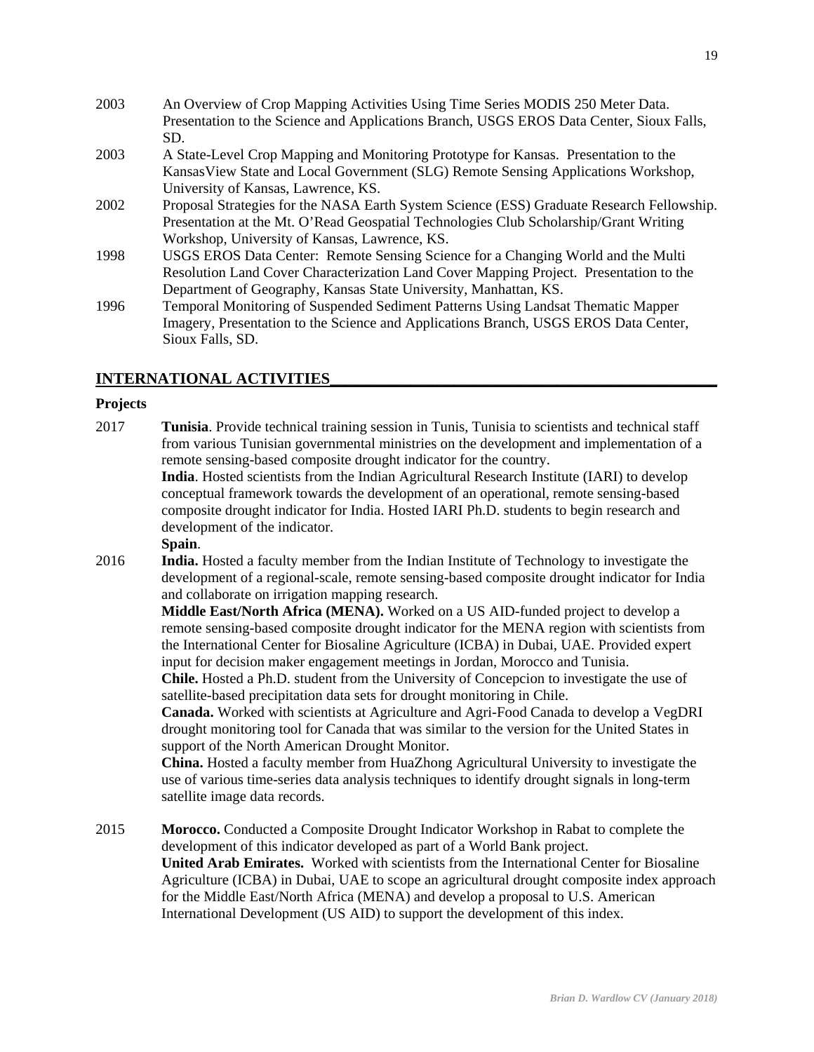2003 An Overview of Crop Mapping Activities Using Time Series MODIS 250 Meter Data. Presentation to the Science and Applications Branch, USGS EROS Data Center, Sioux Falls, SD.

2003 A State-Level Crop Mapping and Monitoring Prototype for Kansas. Presentation to the KansasView State and Local Government (SLG) Remote Sensing Applications Workshop, University of Kansas, Lawrence, KS.

2002 Proposal Strategies for the NASA Earth System Science (ESS) Graduate Research Fellowship. Presentation at the Mt. O'Read Geospatial Technologies Club Scholarship/Grant Writing Workshop, University of Kansas, Lawrence, KS.

1998 USGS EROS Data Center: Remote Sensing Science for a Changing World and the Multi Resolution Land Cover Characterization Land Cover Mapping Project. Presentation to the Department of Geography, Kansas State University, Manhattan, KS.

1996 Temporal Monitoring of Suspended Sediment Patterns Using Landsat Thematic Mapper Imagery, Presentation to the Science and Applications Branch, USGS EROS Data Center, Sioux Falls, SD.

## INTERNATIONAL ACTIVITIES

**Projects**

2017 **Tunisia**. Provide technical training session in Tunis, Tunisia to scientists and technical staff from various Tunisian governmental ministries on the development and implementation of a remote sensing-based composite drought indicator for the country.
**India**. Hosted scientists from the Indian Agricultural Research Institute (IARI) to develop conceptual framework towards the development of an operational, remote sensing-based composite drought indicator for India. Hosted IARI Ph.D. students to begin research and development of the indicator.
**Spain**.

2016 **India.** Hosted a faculty member from the Indian Institute of Technology to investigate the development of a regional-scale, remote sensing-based composite drought indicator for India and collaborate on irrigation mapping research.
**Middle East/North Africa (MENA).** Worked on a US AID-funded project to develop a remote sensing-based composite drought indicator for the MENA region with scientists from the International Center for Biosaline Agriculture (ICBA) in Dubai, UAE. Provided expert input for decision maker engagement meetings in Jordan, Morocco and Tunisia.
**Chile.** Hosted a Ph.D. student from the University of Concepcion to investigate the use of satellite-based precipitation data sets for drought monitoring in Chile.
**Canada.** Worked with scientists at Agriculture and Agri-Food Canada to develop a VegDRI drought monitoring tool for Canada that was similar to the version for the United States in support of the North American Drought Monitor.
**China.** Hosted a faculty member from HuaZhong Agricultural University to investigate the use of various time-series data analysis techniques to identify drought signals in long-term satellite image data records.

2015 **Morocco.** Conducted a Composite Drought Indicator Workshop in Rabat to complete the development of this indicator developed as part of a World Bank project.
**United Arab Emirates.** Worked with scientists from the International Center for Biosaline Agriculture (ICBA) in Dubai, UAE to scope an agricultural drought composite index approach for the Middle East/North Africa (MENA) and develop a proposal to U.S. American International Development (US AID) to support the development of this index.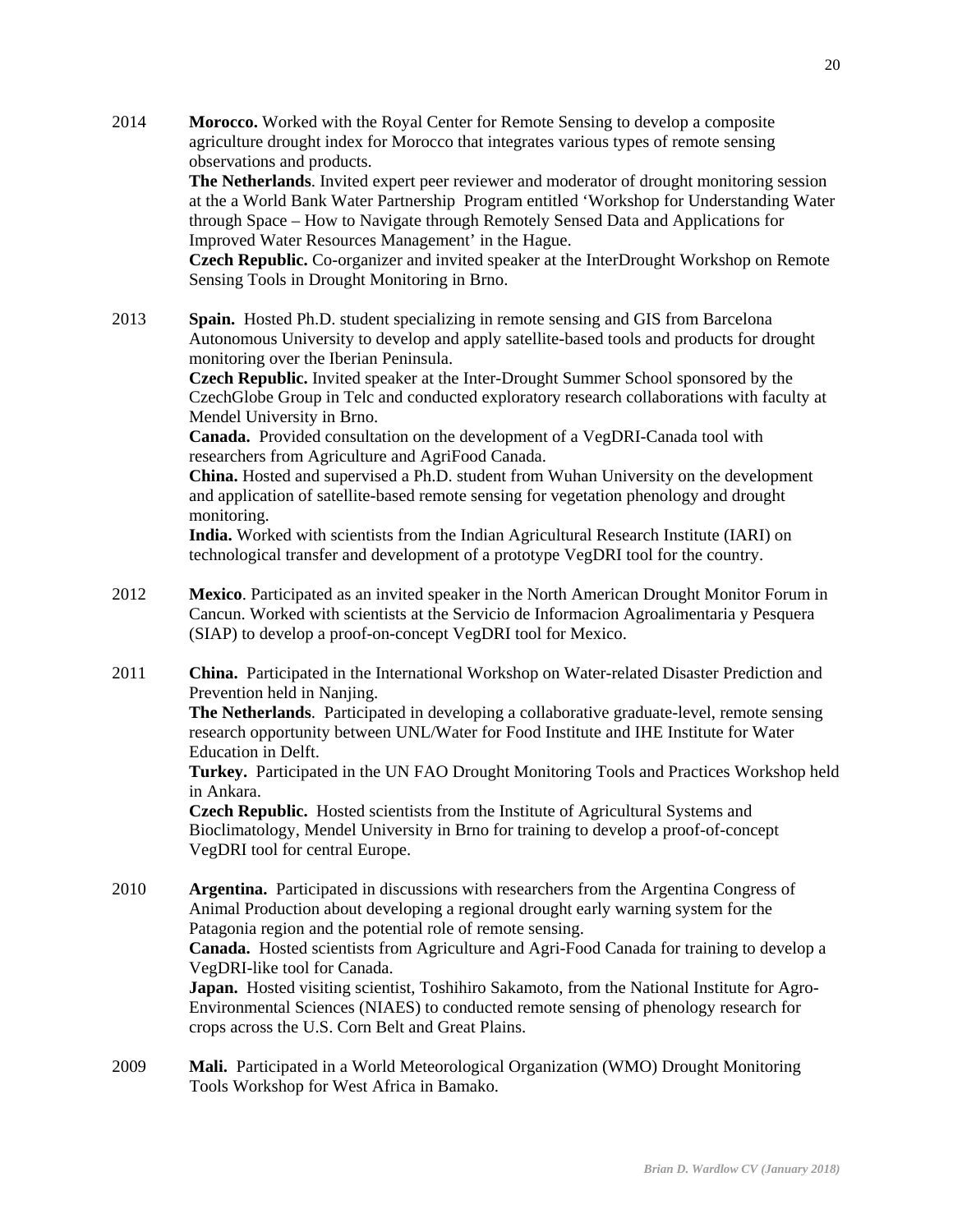2014 **Morocco.** Worked with the Royal Center for Remote Sensing to develop a composite agriculture drought index for Morocco that integrates various types of remote sensing observations and products.
**The Netherlands**. Invited expert peer reviewer and moderator of drought monitoring session at the a World Bank Water Partnership Program entitled 'Workshop for Understanding Water through Space – How to Navigate through Remotely Sensed Data and Applications for Improved Water Resources Management' in the Hague.
**Czech Republic.** Co-organizer and invited speaker at the InterDrought Workshop on Remote Sensing Tools in Drought Monitoring in Brno.

2013 **Spain.** Hosted Ph.D. student specializing in remote sensing and GIS from Barcelona Autonomous University to develop and apply satellite-based tools and products for drought monitoring over the Iberian Peninsula.
**Czech Republic.** Invited speaker at the Inter-Drought Summer School sponsored by the CzechGlobe Group in Telc and conducted exploratory research collaborations with faculty at Mendel University in Brno.
**Canada.** Provided consultation on the development of a VegDRI-Canada tool with researchers from Agriculture and AgriFood Canada.
**China.** Hosted and supervised a Ph.D. student from Wuhan University on the development and application of satellite-based remote sensing for vegetation phenology and drought monitoring.
**India.** Worked with scientists from the Indian Agricultural Research Institute (IARI) on technological transfer and development of a prototype VegDRI tool for the country.

2012 **Mexico**. Participated as an invited speaker in the North American Drought Monitor Forum in Cancun. Worked with scientists at the Servicio de Informacion Agroalimentaria y Pesquera (SIAP) to develop a proof-on-concept VegDRI tool for Mexico.

2011 **China.** Participated in the International Workshop on Water-related Disaster Prediction and Prevention held in Nanjing.
**The Netherlands**. Participated in developing a collaborative graduate-level, remote sensing research opportunity between UNL/Water for Food Institute and IHE Institute for Water Education in Delft.
**Turkey.** Participated in the UN FAO Drought Monitoring Tools and Practices Workshop held in Ankara.
**Czech Republic.** Hosted scientists from the Institute of Agricultural Systems and Bioclimatology, Mendel University in Brno for training to develop a proof-of-concept VegDRI tool for central Europe.

2010 **Argentina.** Participated in discussions with researchers from the Argentina Congress of Animal Production about developing a regional drought early warning system for the Patagonia region and the potential role of remote sensing.
**Canada.** Hosted scientists from Agriculture and Agri-Food Canada for training to develop a VegDRI-like tool for Canada.
**Japan.** Hosted visiting scientist, Toshihiro Sakamoto, from the National Institute for Agro-Environmental Sciences (NIAES) to conducted remote sensing of phenology research for crops across the U.S. Corn Belt and Great Plains.

2009 **Mali.** Participated in a World Meteorological Organization (WMO) Drought Monitoring Tools Workshop for West Africa in Bamako.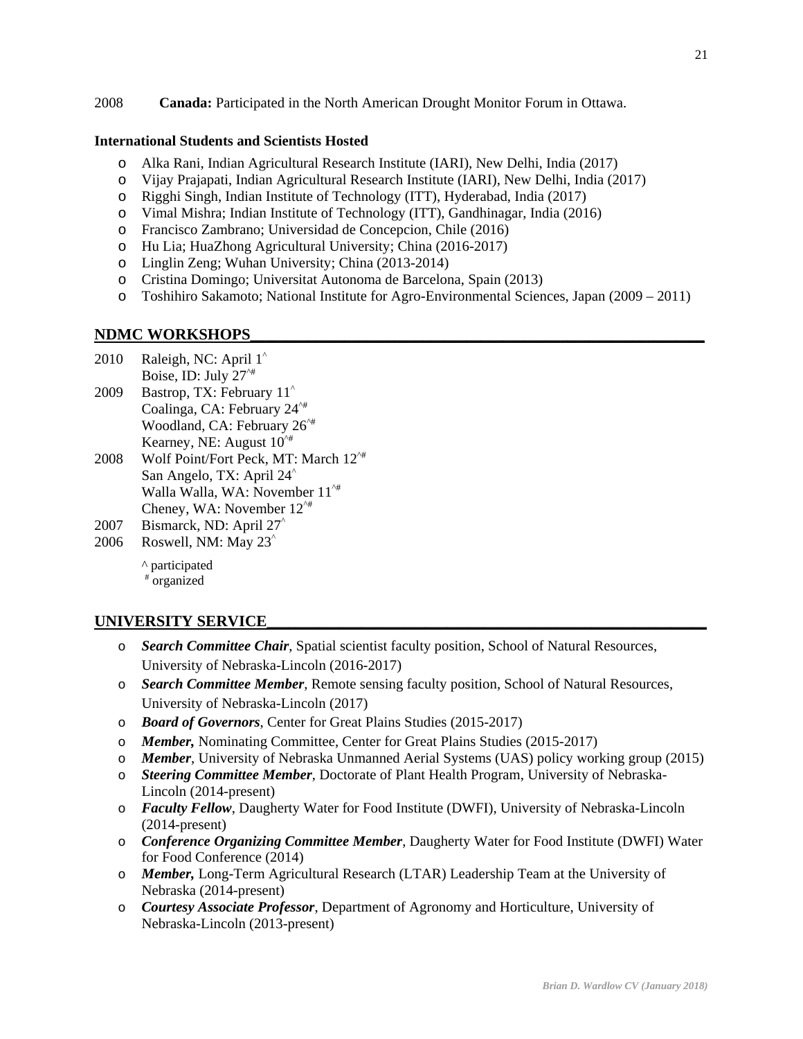2008 **Canada:** Participated in the North American Drought Monitor Forum in Ottawa.

**International Students and Scientists Hosted**

- Alka Rani, Indian Agricultural Research Institute (IARI), New Delhi, India (2017)
- Vijay Prajapati, Indian Agricultural Research Institute (IARI), New Delhi, India (2017)
- Rigghi Singh, Indian Institute of Technology (ITT), Hyderabad, India (2017)
- Vimal Mishra; Indian Institute of Technology (ITT), Gandhinagar, India (2016)
- Francisco Zambrano; Universidad de Concepcion, Chile (2016)
- Hu Lia; HuaZhong Agricultural University; China (2016-2017)
- Linglin Zeng; Wuhan University; China (2013-2014)
- Cristina Domingo; Universitat Autonoma de Barcelona, Spain (2013)
- Toshihiro Sakamoto; National Institute for Agro-Environmental Sciences, Japan (2009 – 2011)

## NDMC WORKSHOPS

2010 Raleigh, NC: April 1^
Boise, ID: July 27^#

2009 Bastrop, TX: February 11^
Coalinga, CA: February 24^#
Woodland, CA: February 26^#
Kearney, NE: August 10^#

2008 Wolf Point/Fort Peck, MT: March 12^#
San Angelo, TX: April 24^
Walla Walla, WA: November 11^#
Cheney, WA: November 12^#

2007 Bismarck, ND: April 27^

2006 Roswell, NM: May 23^

^ participated
# organized

## UNIVERSITY SERVICE

- ***Search Committee Chair***, Spatial scientist faculty position, School of Natural Resources, University of Nebraska-Lincoln (2016-2017)
- ***Search Committee Member***, Remote sensing faculty position, School of Natural Resources, University of Nebraska-Lincoln (2017)
- ***Board of Governors***, Center for Great Plains Studies (2015-2017)
- ***Member,*** Nominating Committee, Center for Great Plains Studies (2015-2017)
- ***Member***, University of Nebraska Unmanned Aerial Systems (UAS) policy working group (2015)
- ***Steering Committee Member***, Doctorate of Plant Health Program, University of Nebraska-Lincoln (2014-present)
- ***Faculty Fellow***, Daugherty Water for Food Institute (DWFI), University of Nebraska-Lincoln (2014-present)
- ***Conference Organizing Committee Member***, Daugherty Water for Food Institute (DWFI) Water for Food Conference (2014)
- ***Member,*** Long-Term Agricultural Research (LTAR) Leadership Team at the University of Nebraska (2014-present)
- ***Courtesy Associate Professor***, Department of Agronomy and Horticulture, University of Nebraska-Lincoln (2013-present)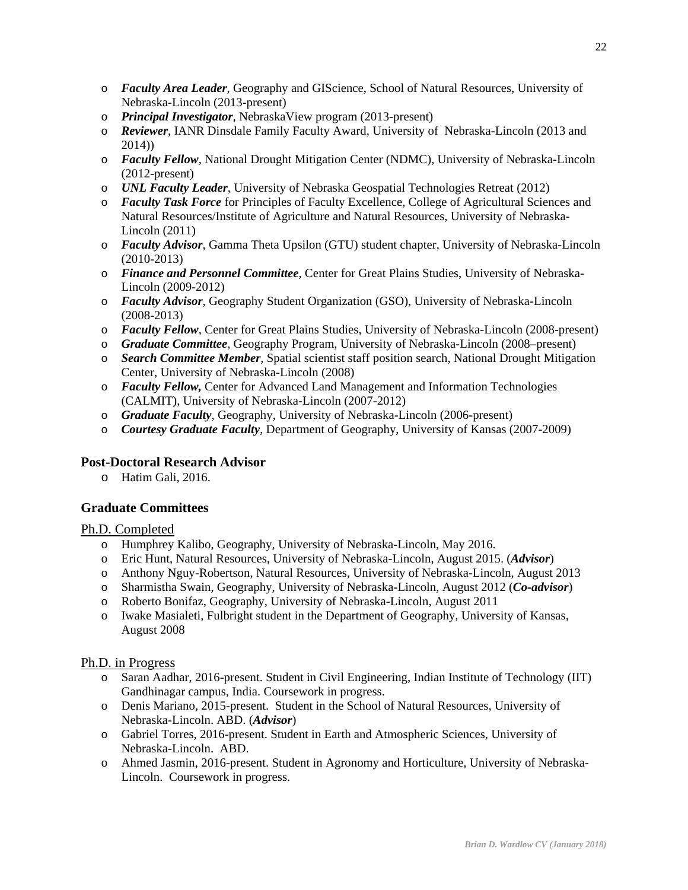- ***Faculty Area Leader***, Geography and GIScience, School of Natural Resources, University of Nebraska-Lincoln (2013-present)
- ***Principal Investigator***, NebraskaView program (2013-present)
- ***Reviewer***, IANR Dinsdale Family Faculty Award, University of Nebraska-Lincoln (2013 and 2014))
- ***Faculty Fellow***, National Drought Mitigation Center (NDMC), University of Nebraska-Lincoln (2012-present)
- ***UNL Faculty Leader***, University of Nebraska Geospatial Technologies Retreat (2012)
- ***Faculty Task Force*** for Principles of Faculty Excellence, College of Agricultural Sciences and Natural Resources/Institute of Agriculture and Natural Resources, University of Nebraska-Lincoln (2011)
- ***Faculty Advisor***, Gamma Theta Upsilon (GTU) student chapter, University of Nebraska-Lincoln (2010-2013)
- ***Finance and Personnel Committee***, Center for Great Plains Studies, University of Nebraska-Lincoln (2009-2012)
- ***Faculty Advisor***, Geography Student Organization (GSO), University of Nebraska-Lincoln (2008-2013)
- ***Faculty Fellow***, Center for Great Plains Studies, University of Nebraska-Lincoln (2008-present)
- ***Graduate Committee***, Geography Program, University of Nebraska-Lincoln (2008–present)
- ***Search Committee Member***, Spatial scientist staff position search, National Drought Mitigation Center, University of Nebraska-Lincoln (2008)
- ***Faculty Fellow,*** Center for Advanced Land Management and Information Technologies (CALMIT), University of Nebraska-Lincoln (2007-2012)
- ***Graduate Faculty***, Geography, University of Nebraska-Lincoln (2006-present)
- ***Courtesy Graduate Faculty***, Department of Geography, University of Kansas (2007-2009)

## Post-Doctoral Research Advisor

- Hatim Gali, 2016.

## Graduate Committees

Ph.D. Completed

- Humphrey Kalibo, Geography, University of Nebraska-Lincoln, May 2016.
- Eric Hunt, Natural Resources, University of Nebraska-Lincoln, August 2015. (***Advisor***)
- Anthony Nguy-Robertson, Natural Resources, University of Nebraska-Lincoln, August 2013
- Sharmistha Swain, Geography, University of Nebraska-Lincoln, August 2012 (***Co-advisor***)
- Roberto Bonifaz, Geography, University of Nebraska-Lincoln, August 2011
- Iwake Masialeti, Fulbright student in the Department of Geography, University of Kansas, August 2008

Ph.D. in Progress

- Saran Aadhar, 2016-present. Student in Civil Engineering, Indian Institute of Technology (IIT) Gandhinagar campus, India. Coursework in progress.
- Denis Mariano, 2015-present. Student in the School of Natural Resources, University of Nebraska-Lincoln. ABD. (***Advisor***)
- Gabriel Torres, 2016-present. Student in Earth and Atmospheric Sciences, University of Nebraska-Lincoln. ABD.
- Ahmed Jasmin, 2016-present. Student in Agronomy and Horticulture, University of Nebraska-Lincoln. Coursework in progress.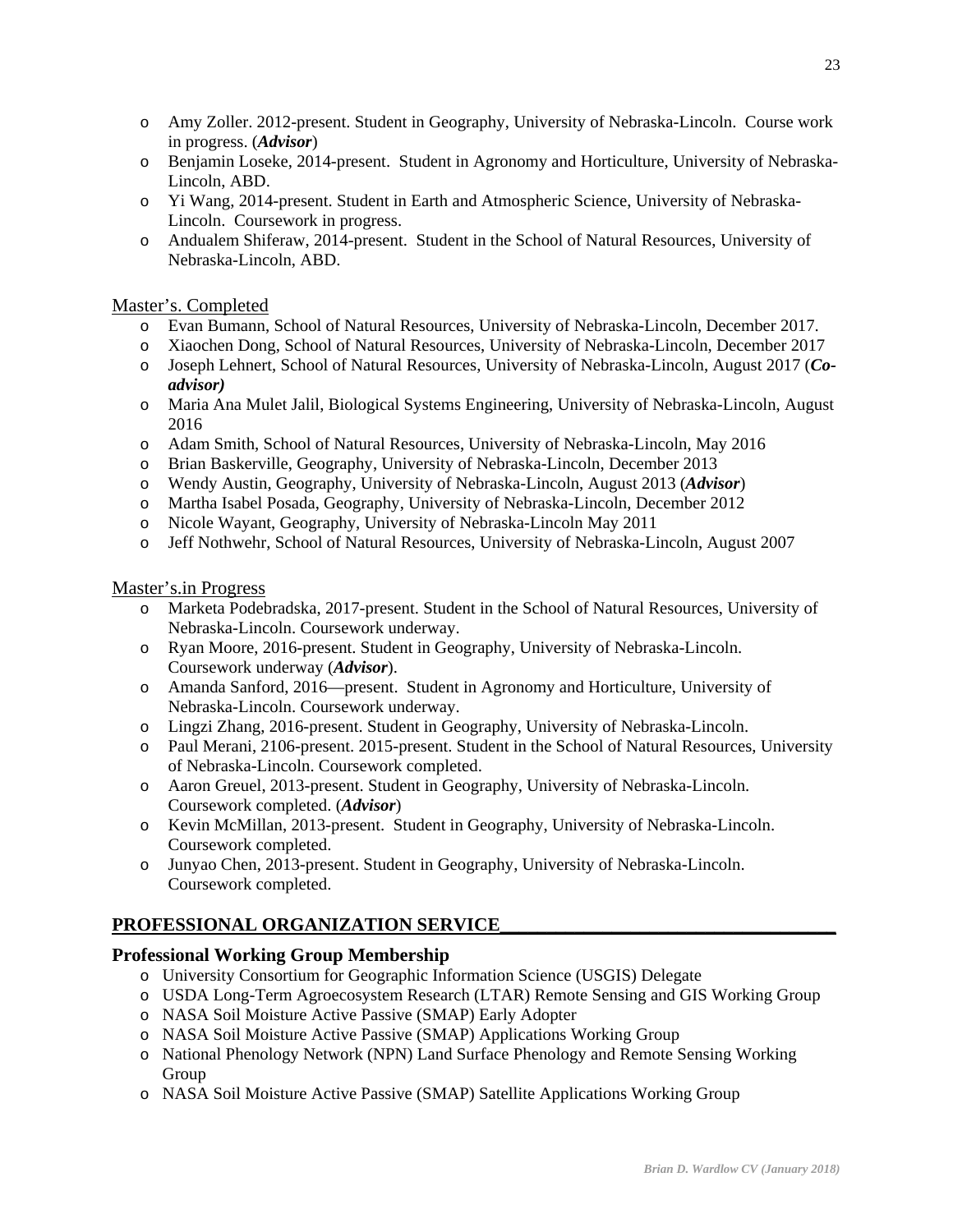- Amy Zoller. 2012-present. Student in Geography, University of Nebraska-Lincoln. Course work in progress. (***Advisor***)
- Benjamin Loseke, 2014-present. Student in Agronomy and Horticulture, University of Nebraska-Lincoln, ABD.
- Yi Wang, 2014-present. Student in Earth and Atmospheric Science, University of Nebraska-Lincoln. Coursework in progress.
- Andualem Shiferaw, 2014-present. Student in the School of Natural Resources, University of Nebraska-Lincoln, ABD.

Master's. Completed

- Evan Bumann, School of Natural Resources, University of Nebraska-Lincoln, December 2017.
- Xiaochen Dong, School of Natural Resources, University of Nebraska-Lincoln, December 2017
- Joseph Lehnert, School of Natural Resources, University of Nebraska-Lincoln, August 2017 (***Co-advisor)***
- Maria Ana Mulet Jalil, Biological Systems Engineering, University of Nebraska-Lincoln, August 2016
- Adam Smith, School of Natural Resources, University of Nebraska-Lincoln, May 2016
- Brian Baskerville, Geography, University of Nebraska-Lincoln, December 2013
- Wendy Austin, Geography, University of Nebraska-Lincoln, August 2013 (***Advisor***)
- Martha Isabel Posada, Geography, University of Nebraska-Lincoln, December 2012
- Nicole Wayant, Geography, University of Nebraska-Lincoln May 2011
- Jeff Nothwehr, School of Natural Resources, University of Nebraska-Lincoln, August 2007

Master's.in Progress

- Marketa Podebradska, 2017-present. Student in the School of Natural Resources, University of Nebraska-Lincoln. Coursework underway.
- Ryan Moore, 2016-present. Student in Geography, University of Nebraska-Lincoln. Coursework underway (***Advisor***).
- Amanda Sanford, 2016—present. Student in Agronomy and Horticulture, University of Nebraska-Lincoln. Coursework underway.
- Lingzi Zhang, 2016-present. Student in Geography, University of Nebraska-Lincoln.
- Paul Merani, 2106-present. 2015-present. Student in the School of Natural Resources, University of Nebraska-Lincoln. Coursework completed.
- Aaron Greuel, 2013-present. Student in Geography, University of Nebraska-Lincoln. Coursework completed. (***Advisor***)
- Kevin McMillan, 2013-present. Student in Geography, University of Nebraska-Lincoln. Coursework completed.
- Junyao Chen, 2013-present. Student in Geography, University of Nebraska-Lincoln. Coursework completed.

## PROFESSIONAL ORGANIZATION SERVICE

### Professional Working Group Membership

- University Consortium for Geographic Information Science (USGIS) Delegate
- USDA Long-Term Agroecosystem Research (LTAR) Remote Sensing and GIS Working Group
- NASA Soil Moisture Active Passive (SMAP) Early Adopter
- NASA Soil Moisture Active Passive (SMAP) Applications Working Group
- National Phenology Network (NPN) Land Surface Phenology and Remote Sensing Working Group
- NASA Soil Moisture Active Passive (SMAP) Satellite Applications Working Group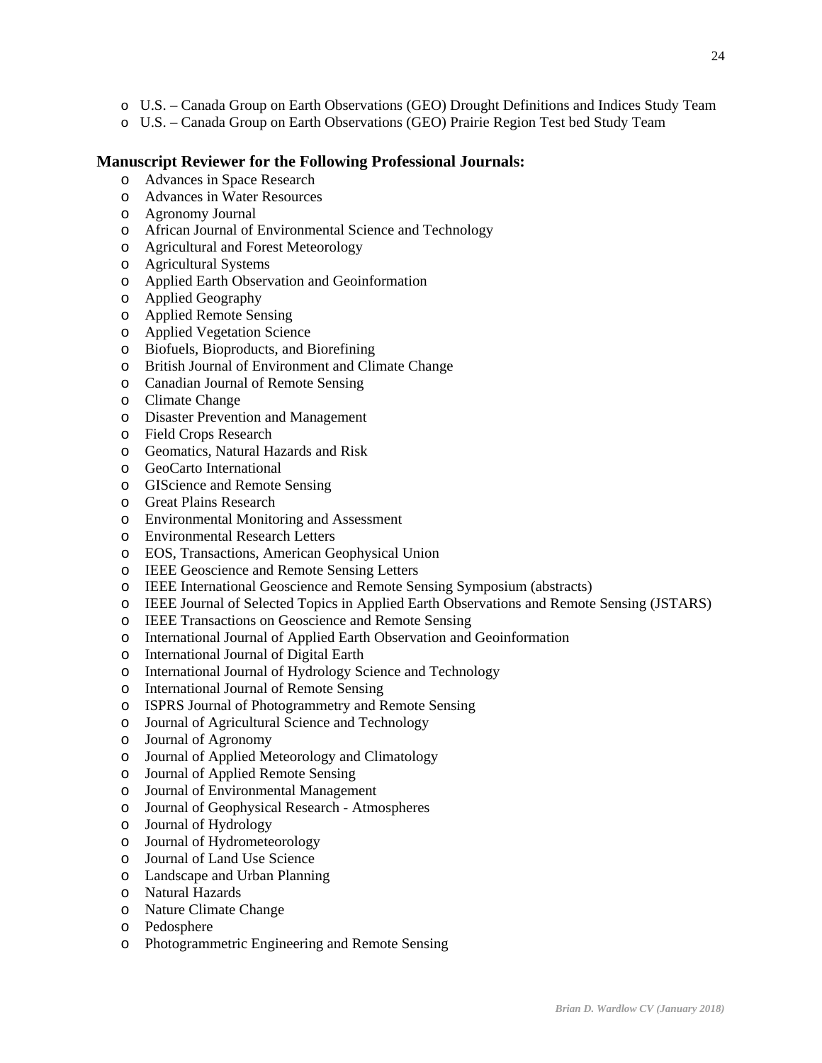- U.S. – Canada Group on Earth Observations (GEO) Drought Definitions and Indices Study Team
- U.S. – Canada Group on Earth Observations (GEO) Prairie Region Test bed Study Team

**Manuscript Reviewer for the Following Professional Journals:**

- Advances in Space Research
- Advances in Water Resources
- Agronomy Journal
- African Journal of Environmental Science and Technology
- Agricultural and Forest Meteorology
- Agricultural Systems
- Applied Earth Observation and Geoinformation
- Applied Geography
- Applied Remote Sensing
- Applied Vegetation Science
- Biofuels, Bioproducts, and Biorefining
- British Journal of Environment and Climate Change
- Canadian Journal of Remote Sensing
- Climate Change
- Disaster Prevention and Management
- Field Crops Research
- Geomatics, Natural Hazards and Risk
- GeoCarto International
- GIScience and Remote Sensing
- Great Plains Research
- Environmental Monitoring and Assessment
- Environmental Research Letters
- EOS, Transactions, American Geophysical Union
- IEEE Geoscience and Remote Sensing Letters
- IEEE International Geoscience and Remote Sensing Symposium (abstracts)
- IEEE Journal of Selected Topics in Applied Earth Observations and Remote Sensing (JSTARS)
- IEEE Transactions on Geoscience and Remote Sensing
- International Journal of Applied Earth Observation and Geoinformation
- International Journal of Digital Earth
- International Journal of Hydrology Science and Technology
- International Journal of Remote Sensing
- ISPRS Journal of Photogrammetry and Remote Sensing
- Journal of Agricultural Science and Technology
- Journal of Agronomy
- Journal of Applied Meteorology and Climatology
- Journal of Applied Remote Sensing
- Journal of Environmental Management
- Journal of Geophysical Research - Atmospheres
- Journal of Hydrology
- Journal of Hydrometeorology
- Journal of Land Use Science
- Landscape and Urban Planning
- Natural Hazards
- Nature Climate Change
- Pedosphere
- Photogrammetric Engineering and Remote Sensing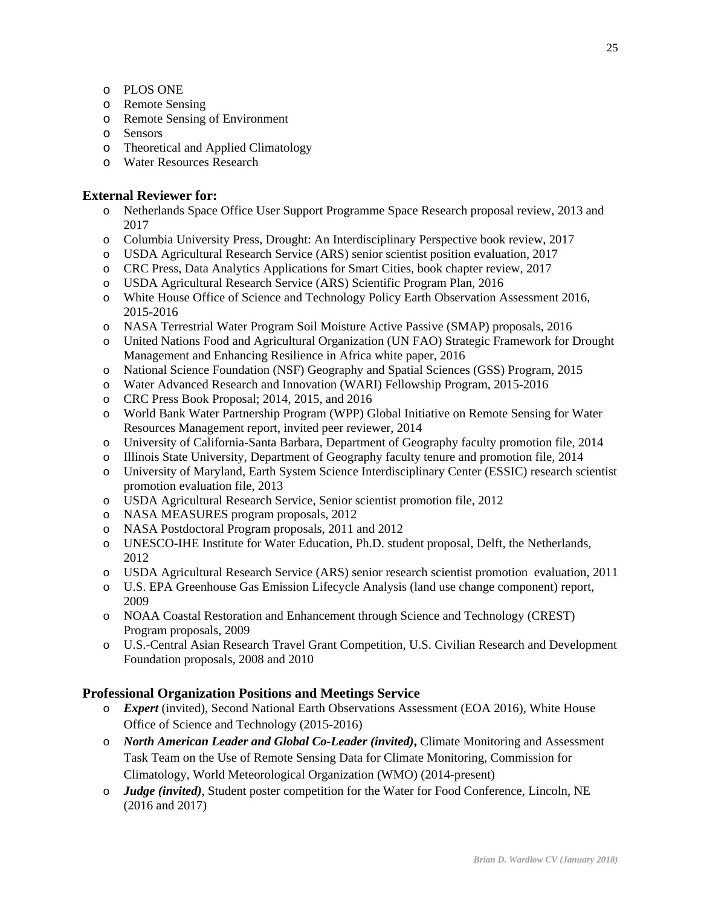- PLOS ONE
- Remote Sensing
- Remote Sensing of Environment
- Sensors
- Theoretical and Applied Climatology
- Water Resources Research

### External Reviewer for:

- Netherlands Space Office User Support Programme Space Research proposal review, 2013 and 2017
- Columbia University Press, Drought: An Interdisciplinary Perspective book review, 2017
- USDA Agricultural Research Service (ARS) senior scientist position evaluation, 2017
- CRC Press, Data Analytics Applications for Smart Cities, book chapter review, 2017
- USDA Agricultural Research Service (ARS) Scientific Program Plan, 2016
- White House Office of Science and Technology Policy Earth Observation Assessment 2016, 2015-2016
- NASA Terrestrial Water Program Soil Moisture Active Passive (SMAP) proposals, 2016
- United Nations Food and Agricultural Organization (UN FAO) Strategic Framework for Drought Management and Enhancing Resilience in Africa white paper, 2016
- National Science Foundation (NSF) Geography and Spatial Sciences (GSS) Program, 2015
- Water Advanced Research and Innovation (WARI) Fellowship Program, 2015-2016
- CRC Press Book Proposal; 2014, 2015, and 2016
- World Bank Water Partnership Program (WPP) Global Initiative on Remote Sensing for Water Resources Management report, invited peer reviewer, 2014
- University of California-Santa Barbara, Department of Geography faculty promotion file, 2014
- Illinois State University, Department of Geography faculty tenure and promotion file, 2014
- University of Maryland, Earth System Science Interdisciplinary Center (ESSIC) research scientist promotion evaluation file, 2013
- USDA Agricultural Research Service, Senior scientist promotion file, 2012
- NASA MEASURES program proposals, 2012
- NASA Postdoctoral Program proposals, 2011 and 2012
- UNESCO-IHE Institute for Water Education, Ph.D. student proposal, Delft, the Netherlands, 2012
- USDA Agricultural Research Service (ARS) senior research scientist promotion evaluation, 2011
- U.S. EPA Greenhouse Gas Emission Lifecycle Analysis (land use change component) report, 2009
- NOAA Coastal Restoration and Enhancement through Science and Technology (CREST) Program proposals, 2009
- U.S.-Central Asian Research Travel Grant Competition, U.S. Civilian Research and Development Foundation proposals, 2008 and 2010

### Professional Organization Positions and Meetings Service

- ***Expert*** (invited), Second National Earth Observations Assessment (EOA 2016), White House Office of Science and Technology (2015-2016)
- ***North American Leader and Global Co-Leader (invited)*****,** Climate Monitoring and Assessment Task Team on the Use of Remote Sensing Data for Climate Monitoring, Commission for Climatology, World Meteorological Organization (WMO) (2014-present)
- ***Judge (invited)***, Student poster competition for the Water for Food Conference, Lincoln, NE (2016 and 2017)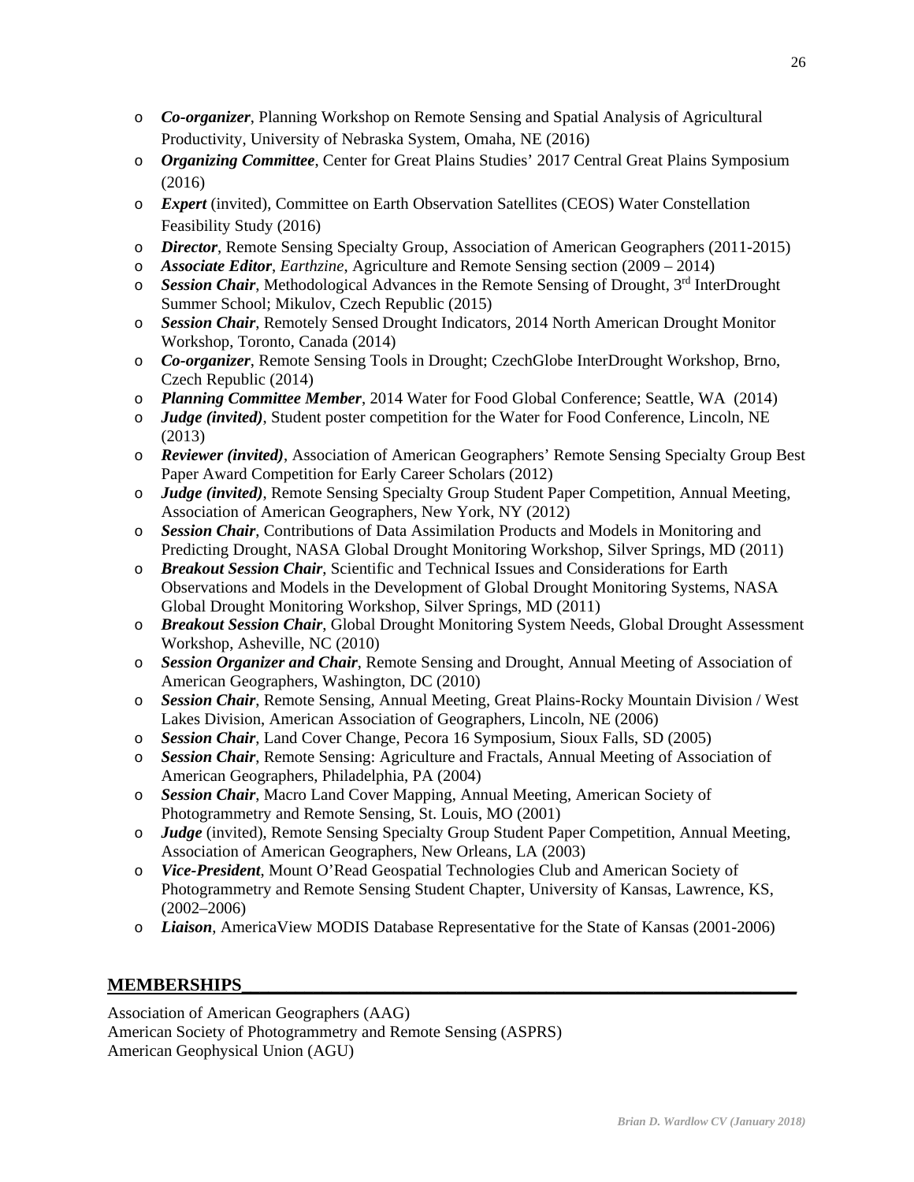- ***Co-organizer***, Planning Workshop on Remote Sensing and Spatial Analysis of Agricultural Productivity, University of Nebraska System, Omaha, NE (2016)
- ***Organizing Committee***, Center for Great Plains Studies' 2017 Central Great Plains Symposium (2016)
- ***Expert*** (invited), Committee on Earth Observation Satellites (CEOS) Water Constellation Feasibility Study (2016)
- ***Director***, Remote Sensing Specialty Group, Association of American Geographers (2011-2015)
- ***Associate Editor***, *Earthzine*, Agriculture and Remote Sensing section (2009 – 2014)
- ***Session Chair***, Methodological Advances in the Remote Sensing of Drought, 3rd InterDrought Summer School; Mikulov, Czech Republic (2015)
- ***Session Chair***, Remotely Sensed Drought Indicators, 2014 North American Drought Monitor Workshop, Toronto, Canada (2014)
- ***Co-organizer***, Remote Sensing Tools in Drought; CzechGlobe InterDrought Workshop, Brno, Czech Republic (2014)
- ***Planning Committee Member***, 2014 Water for Food Global Conference; Seattle, WA (2014)
- ***Judge (invited)***, Student poster competition for the Water for Food Conference, Lincoln, NE (2013)
- ***Reviewer (invited)***, Association of American Geographers' Remote Sensing Specialty Group Best Paper Award Competition for Early Career Scholars (2012)
- ***Judge (invited)***, Remote Sensing Specialty Group Student Paper Competition, Annual Meeting, Association of American Geographers, New York, NY (2012)
- ***Session Chair***, Contributions of Data Assimilation Products and Models in Monitoring and Predicting Drought, NASA Global Drought Monitoring Workshop, Silver Springs, MD (2011)
- ***Breakout Session Chair***, Scientific and Technical Issues and Considerations for Earth Observations and Models in the Development of Global Drought Monitoring Systems, NASA Global Drought Monitoring Workshop, Silver Springs, MD (2011)
- ***Breakout Session Chair***, Global Drought Monitoring System Needs, Global Drought Assessment Workshop, Asheville, NC (2010)
- ***Session Organizer and Chair***, Remote Sensing and Drought, Annual Meeting of Association of American Geographers, Washington, DC (2010)
- ***Session Chair***, Remote Sensing, Annual Meeting, Great Plains-Rocky Mountain Division / West Lakes Division, American Association of Geographers, Lincoln, NE (2006)
- ***Session Chair***, Land Cover Change, Pecora 16 Symposium, Sioux Falls, SD (2005)
- ***Session Chair***, Remote Sensing: Agriculture and Fractals, Annual Meeting of Association of American Geographers, Philadelphia, PA (2004)
- ***Session Chair***, Macro Land Cover Mapping, Annual Meeting, American Society of Photogrammetry and Remote Sensing, St. Louis, MO (2001)
- ***Judge*** (invited), Remote Sensing Specialty Group Student Paper Competition, Annual Meeting, Association of American Geographers, New Orleans, LA (2003)
- ***Vice-President***, Mount O'Read Geospatial Technologies Club and American Society of Photogrammetry and Remote Sensing Student Chapter, University of Kansas, Lawrence, KS, (2002–2006)
- ***Liaison***, AmericaView MODIS Database Representative for the State of Kansas (2001-2006)

## MEMBERSHIPS

Association of American Geographers (AAG)
American Society of Photogrammetry and Remote Sensing (ASPRS)
American Geophysical Union (AGU)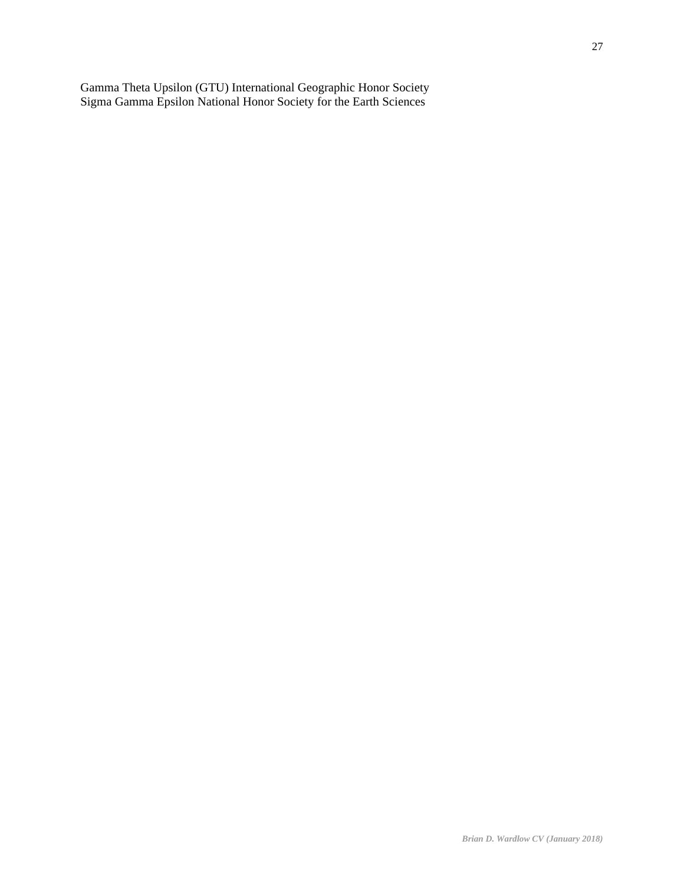Gamma Theta Upsilon (GTU) International Geographic Honor Society
Sigma Gamma Epsilon National Honor Society for the Earth Sciences